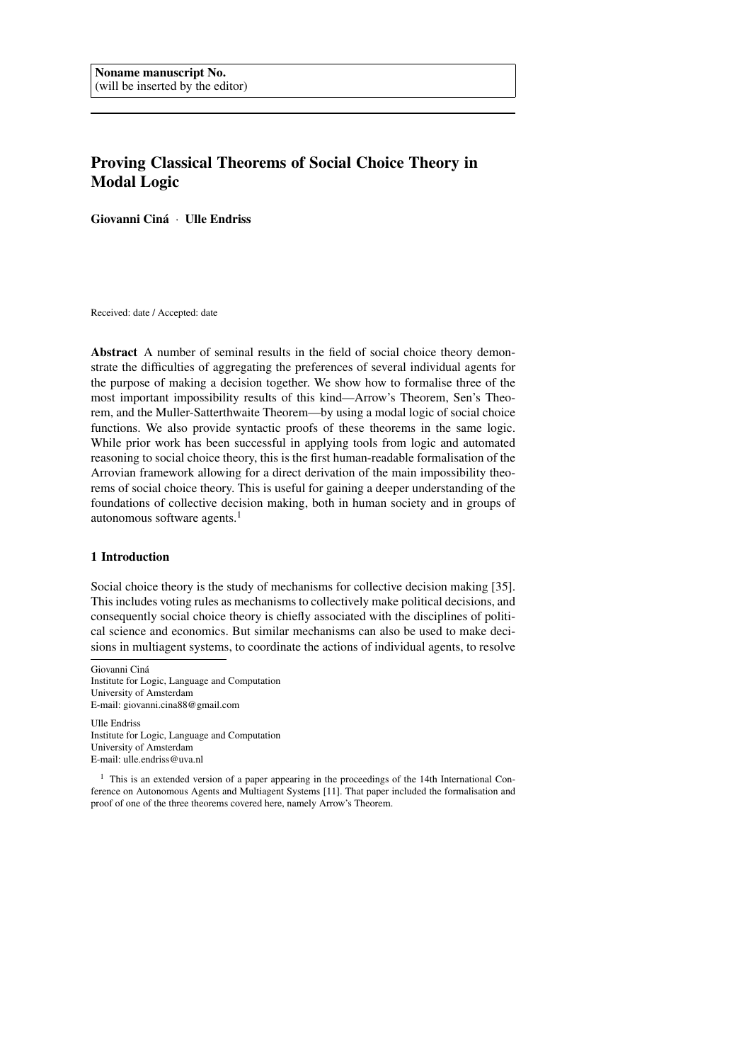Noname manuscript No.
(will be inserted by the editor)

# Proving Classical Theorems of Social Choice Theory in Modal Logic

**Giovanni Ciná · Ulle Endriss**

Received: date / Accepted: date

**Abstract** A number of seminal results in the field of social choice theory demonstrate the difficulties of aggregating the preferences of several individual agents for the purpose of making a decision together. We show how to formalise three of the most important impossibility results of this kind—Arrow's Theorem, Sen's Theorem, and the Muller-Satterthwaite Theorem—by using a modal logic of social choice functions. We also provide syntactic proofs of these theorems in the same logic. While prior work has been successful in applying tools from logic and automated reasoning to social choice theory, this is the first human-readable formalisation of the Arrovian framework allowing for a direct derivation of the main impossibility theorems of social choice theory. This is useful for gaining a deeper understanding of the foundations of collective decision making, both in human society and in groups of autonomous software agents.[1]

## 1 Introduction

Social choice theory is the study of mechanisms for collective decision making [35]. This includes voting rules as mechanisms to collectively make political decisions, and consequently social choice theory is chiefly associated with the disciplines of political science and economics. But similar mechanisms can also be used to make decisions in multiagent systems, to coordinate the actions of individual agents, to resolve

Giovanni Ciná
Institute for Logic, Language and Computation
University of Amsterdam
E-mail: giovanni.cina88@gmail.com

Ulle Endriss
Institute for Logic, Language and Computation
University of Amsterdam
E-mail: ulle.endriss@uva.nl

[1] This is an extended version of a paper appearing in the proceedings of the 14th International Conference on Autonomous Agents and Multiagent Systems [11]. That paper included the formalisation and proof of one of the three theorems covered here, namely Arrow's Theorem.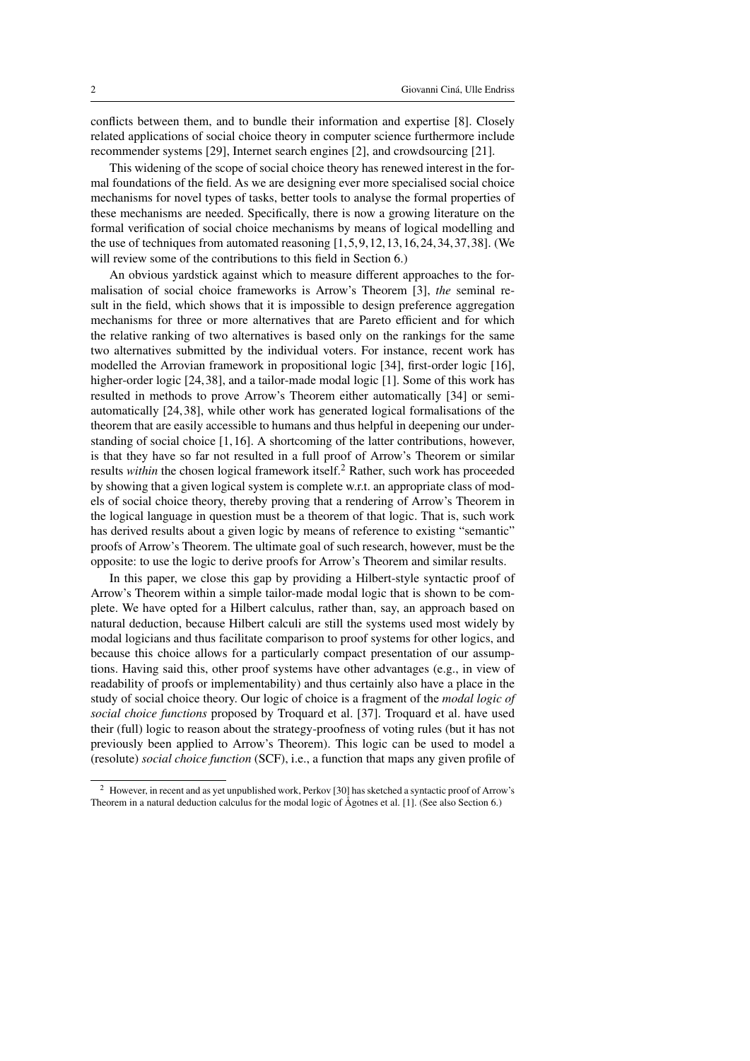conflicts between them, and to bundle their information and expertise [8]. Closely related applications of social choice theory in computer science furthermore include recommender systems [29], Internet search engines [2], and crowdsourcing [21].

This widening of the scope of social choice theory has renewed interest in the formal foundations of the field. As we are designing ever more specialised social choice mechanisms for novel types of tasks, better tools to analyse the formal properties of these mechanisms are needed. Specifically, there is now a growing literature on the formal verification of social choice mechanisms by means of logical modelling and the use of techniques from automated reasoning [1,5,9,12,13,16,24,34,37,38]. (We will review some of the contributions to this field in Section 6.)

An obvious yardstick against which to measure different approaches to the formalisation of social choice frameworks is Arrow's Theorem [3], *the* seminal result in the field, which shows that it is impossible to design preference aggregation mechanisms for three or more alternatives that are Pareto efficient and for which the relative ranking of two alternatives is based only on the rankings for the same two alternatives submitted by the individual voters. For instance, recent work has modelled the Arrovian framework in propositional logic [34], first-order logic [16], higher-order logic [24,38], and a tailor-made modal logic [1]. Some of this work has resulted in methods to prove Arrow's Theorem either automatically [34] or semi-automatically [24,38], while other work has generated logical formalisations of the theorem that are easily accessible to humans and thus helpful in deepening our understanding of social choice [1,16]. A shortcoming of the latter contributions, however, is that they have so far not resulted in a full proof of Arrow's Theorem or similar results *within* the chosen logical framework itself.[2] Rather, such work has proceeded by showing that a given logical system is complete w.r.t. an appropriate class of models of social choice theory, thereby proving that a rendering of Arrow's Theorem in the logical language in question must be a theorem of that logic. That is, such work has derived results about a given logic by means of reference to existing "semantic" proofs of Arrow's Theorem. The ultimate goal of such research, however, must be the opposite: to use the logic to derive proofs for Arrow's Theorem and similar results.

In this paper, we close this gap by providing a Hilbert-style syntactic proof of Arrow's Theorem within a simple tailor-made modal logic that is shown to be complete. We have opted for a Hilbert calculus, rather than, say, an approach based on natural deduction, because Hilbert calculi are still the systems used most widely by modal logicians and thus facilitate comparison to proof systems for other logics, and because this choice allows for a particularly compact presentation of our assumptions. Having said this, other proof systems have other advantages (e.g., in view of readability of proofs or implementability) and thus certainly also have a place in the study of social choice theory. Our logic of choice is a fragment of the *modal logic of social choice functions* proposed by Troquard et al. [37]. Troquard et al. have used their (full) logic to reason about the strategy-proofness of voting rules (but it has not previously been applied to Arrow's Theorem). This logic can be used to model a (resolute) *social choice function* (SCF), i.e., a function that maps any given profile of

---

[2] However, in recent and as yet unpublished work, Perkov [30] has sketched a syntactic proof of Arrow's Theorem in a natural deduction calculus for the modal logic of Ågotnes et al. [1]. (See also Section 6.)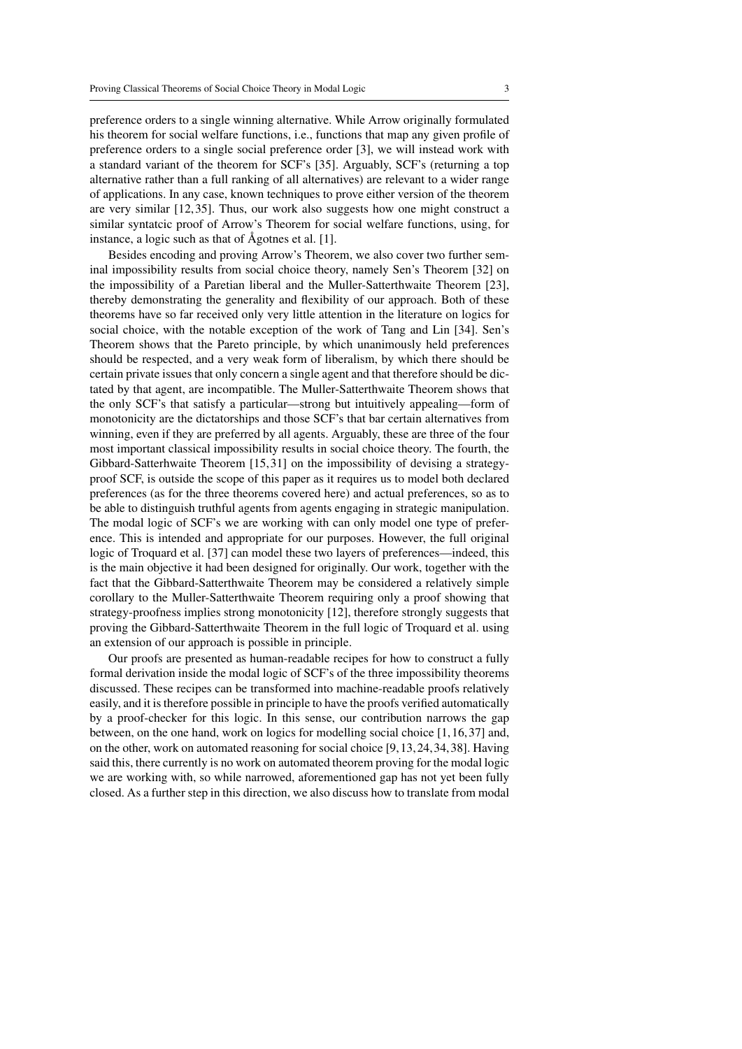preference orders to a single winning alternative. While Arrow originally formulated his theorem for social welfare functions, i.e., functions that map any given profile of preference orders to a single social preference order [3], we will instead work with a standard variant of the theorem for SCF's [35]. Arguably, SCF's (returning a top alternative rather than a full ranking of all alternatives) are relevant to a wider range of applications. In any case, known techniques to prove either version of the theorem are very similar [12, 35]. Thus, our work also suggests how one might construct a similar syntatcic proof of Arrow's Theorem for social welfare functions, using, for instance, a logic such as that of Ågotnes et al. [1].

Besides encoding and proving Arrow's Theorem, we also cover two further seminal impossibility results from social choice theory, namely Sen's Theorem [32] on the impossibility of a Paretian liberal and the Muller-Satterthwaite Theorem [23], thereby demonstrating the generality and flexibility of our approach. Both of these theorems have so far received only very little attention in the literature on logics for social choice, with the notable exception of the work of Tang and Lin [34]. Sen's Theorem shows that the Pareto principle, by which unanimously held preferences should be respected, and a very weak form of liberalism, by which there should be certain private issues that only concern a single agent and that therefore should be dictated by that agent, are incompatible. The Muller-Satterthwaite Theorem shows that the only SCF's that satisfy a particular—strong but intuitively appealing—form of monotonicity are the dictatorships and those SCF's that bar certain alternatives from winning, even if they are preferred by all agents. Arguably, these are three of the four most important classical impossibility results in social choice theory. The fourth, the Gibbard-Satterhwaite Theorem [15, 31] on the impossibility of devising a strategy-proof SCF, is outside the scope of this paper as it requires us to model both declared preferences (as for the three theorems covered here) and actual preferences, so as to be able to distinguish truthful agents from agents engaging in strategic manipulation. The modal logic of SCF's we are working with can only model one type of preference. This is intended and appropriate for our purposes. However, the full original logic of Troquard et al. [37] can model these two layers of preferences—indeed, this is the main objective it had been designed for originally. Our work, together with the fact that the Gibbard-Satterthwaite Theorem may be considered a relatively simple corollary to the Muller-Satterthwaite Theorem requiring only a proof showing that strategy-proofness implies strong monotonicity [12], therefore strongly suggests that proving the Gibbard-Satterthwaite Theorem in the full logic of Troquard et al. using an extension of our approach is possible in principle.

Our proofs are presented as human-readable recipes for how to construct a fully formal derivation inside the modal logic of SCF's of the three impossibility theorems discussed. These recipes can be transformed into machine-readable proofs relatively easily, and it is therefore possible in principle to have the proofs verified automatically by a proof-checker for this logic. In this sense, our contribution narrows the gap between, on the one hand, work on logics for modelling social choice [1, 16, 37] and, on the other, work on automated reasoning for social choice [9, 13, 24, 34, 38]. Having said this, there currently is no work on automated theorem proving for the modal logic we are working with, so while narrowed, aforementioned gap has not yet been fully closed. As a further step in this direction, we also discuss how to translate from modal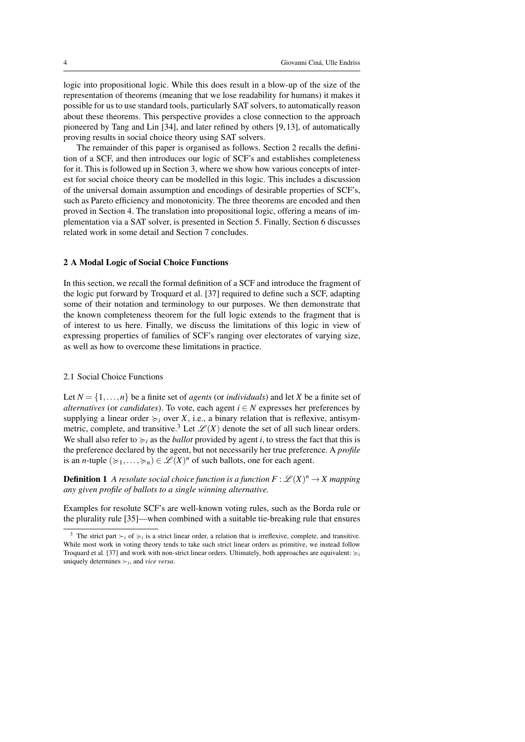logic into propositional logic. While this does result in a blow-up of the size of the representation of theorems (meaning that we lose readability for humans) it makes it possible for us to use standard tools, particularly SAT solvers, to automatically reason about these theorems. This perspective provides a close connection to the approach pioneered by Tang and Lin [34], and later refined by others [9,13], of automatically proving results in social choice theory using SAT solvers.

The remainder of this paper is organised as follows. Section 2 recalls the definition of a SCF, and then introduces our logic of SCF's and establishes completeness for it. This is followed up in Section 3, where we show how various concepts of interest for social choice theory can be modelled in this logic. This includes a discussion of the universal domain assumption and encodings of desirable properties of SCF's, such as Pareto efficiency and monotonicity. The three theorems are encoded and then proved in Section 4. The translation into propositional logic, offering a means of implementation via a SAT solver, is presented in Section 5. Finally, Section 6 discusses related work in some detail and Section 7 concludes.

## 2 A Modal Logic of Social Choice Functions

In this section, we recall the formal definition of a SCF and introduce the fragment of the logic put forward by Troquard et al. [37] required to define such a SCF, adapting some of their notation and terminology to our purposes. We then demonstrate that the known completeness theorem for the full logic extends to the fragment that is of interest to us here. Finally, we discuss the limitations of this logic in view of expressing properties of families of SCF's ranging over electorates of varying size, as well as how to overcome these limitations in practice.

### 2.1 Social Choice Functions

Let $N = \{1, \ldots, n\}$ be a finite set of *agents* (or *individuals*) and let $X$ be a finite set of *alternatives* (or *candidates*). To vote, each agent $i \in N$ expresses her preferences by supplying a linear order $\succcurlyeq_i$ over $X$, i.e., a binary relation that is reflexive, antisymmetric, complete, and transitive.[3] Let $\mathscr{L}(X)$ denote the set of all such linear orders. We shall also refer to $\succcurlyeq_i$ as the *ballot* provided by agent $i$, to stress the fact that this is the preference declared by the agent, but not necessarily her true preference. A *profile* is an $n$-tuple $(\succcurlyeq_1, \ldots, \succcurlyeq_n) \in \mathscr{L}(X)^n$ of such ballots, one for each agent.

**Definition 1** *A resolute social choice function is a function $F : \mathscr{L}(X)^n \to X$ mapping any given profile of ballots to a single winning alternative.*

Examples for resolute SCF's are well-known voting rules, such as the Borda rule or the plurality rule [35]—when combined with a suitable tie-breaking rule that ensures

[3] The strict part $\succ_i$ of $\succcurlyeq_i$ is a strict linear order, a relation that is irreflexive, complete, and transitive. While most work in voting theory tends to take such strict linear orders as primitive, we instead follow Troquard et al. [37] and work with non-strict linear orders. Ultimately, both approaches are equivalent: $\succcurlyeq_i$ uniquely determines $\succ_i$, and *vice versa*.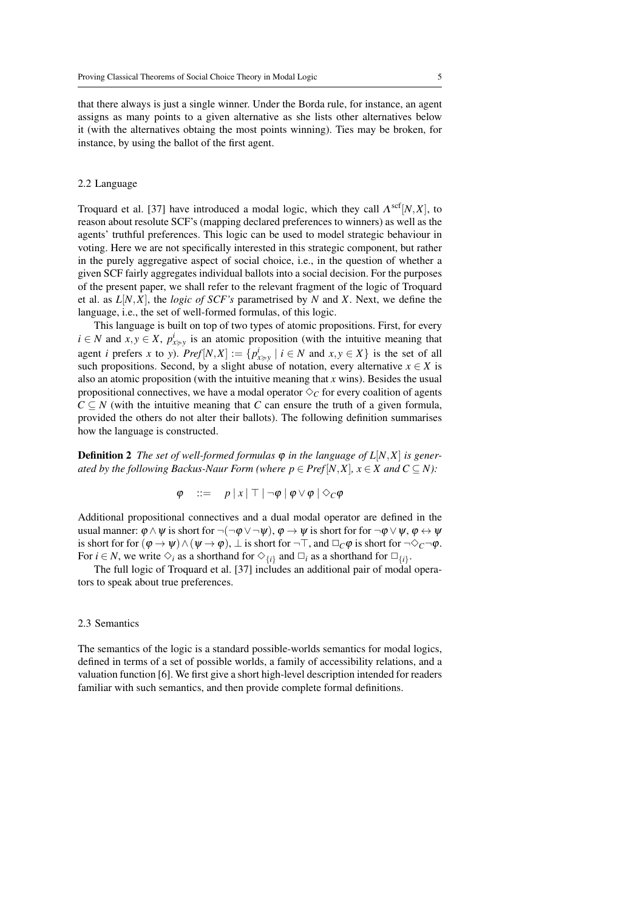that there always is just a single winner. Under the Borda rule, for instance, an agent assigns as many points to a given alternative as she lists other alternatives below it (with the alternatives obtaing the most points winning). Ties may be broken, for instance, by using the ballot of the first agent.

### 2.2 Language

Troquard et al. [37] have introduced a modal logic, which they call $\Lambda^{\text{scf}}[N,X]$, to reason about resolute SCF's (mapping declared preferences to winners) as well as the agents' truthful preferences. This logic can be used to model strategic behaviour in voting. Here we are not specifically interested in this strategic component, but rather in the purely aggregative aspect of social choice, i.e., in the question of whether a given SCF fairly aggregates individual ballots into a social decision. For the purposes of the present paper, we shall refer to the relevant fragment of the logic of Troquard et al. as $L[N,X]$, the *logic of SCF's* parametrised by $N$ and $X$. Next, we define the language, i.e., the set of well-formed formulas, of this logic.

This language is built on top of two types of atomic propositions. First, for every $i \in N$ and $x, y \in X$, $p^i_{x \succcurlyeq y}$ is an atomic proposition (with the intuitive meaning that agent $i$ prefers $x$ to $y$). $Pref[N,X] := \{p^i_{x \succcurlyeq y} \mid i \in N \text{ and } x, y \in X\}$ is the set of all such propositions. Second, by a slight abuse of notation, every alternative $x \in X$ is also an atomic proposition (with the intuitive meaning that $x$ wins). Besides the usual propositional connectives, we have a modal operator $\Diamond_C$ for every coalition of agents $C \subseteq N$ (with the intuitive meaning that $C$ can ensure the truth of a given formula, provided the others do not alter their ballots). The following definition summarises how the language is constructed.

**Definition 2** *The set of well-formed formulas $\varphi$ in the language of $L[N,X]$ is generated by the following Backus-Naur Form (where $p \in Pref[N,X]$, $x \in X$ and $C \subseteq N$):*

$$\varphi \quad ::= \quad p \mid x \mid \top \mid \neg\varphi \mid \varphi \vee \varphi \mid \Diamond_C \varphi$$

Additional propositional connectives and a dual modal operator are defined in the usual manner: $\varphi \wedge \psi$ is short for $\neg(\neg\varphi \vee \neg\psi)$, $\varphi \rightarrow \psi$ is short for for $\neg\varphi \vee \psi$, $\varphi \leftrightarrow \psi$ is short for for $(\varphi \rightarrow \psi) \wedge (\psi \rightarrow \varphi)$, $\bot$ is short for $\neg\top$, and $\Box_C \varphi$ is short for $\neg\Diamond_C\neg\varphi$. For $i \in N$, we write $\Diamond_i$ as a shorthand for $\Diamond_{\{i\}}$ and $\Box_i$ as a shorthand for $\Box_{\{i\}}$.

The full logic of Troquard et al. [37] includes an additional pair of modal operators to speak about true preferences.

### 2.3 Semantics

The semantics of the logic is a standard possible-worlds semantics for modal logics, defined in terms of a set of possible worlds, a family of accessibility relations, and a valuation function [6]. We first give a short high-level description intended for readers familiar with such semantics, and then provide complete formal definitions.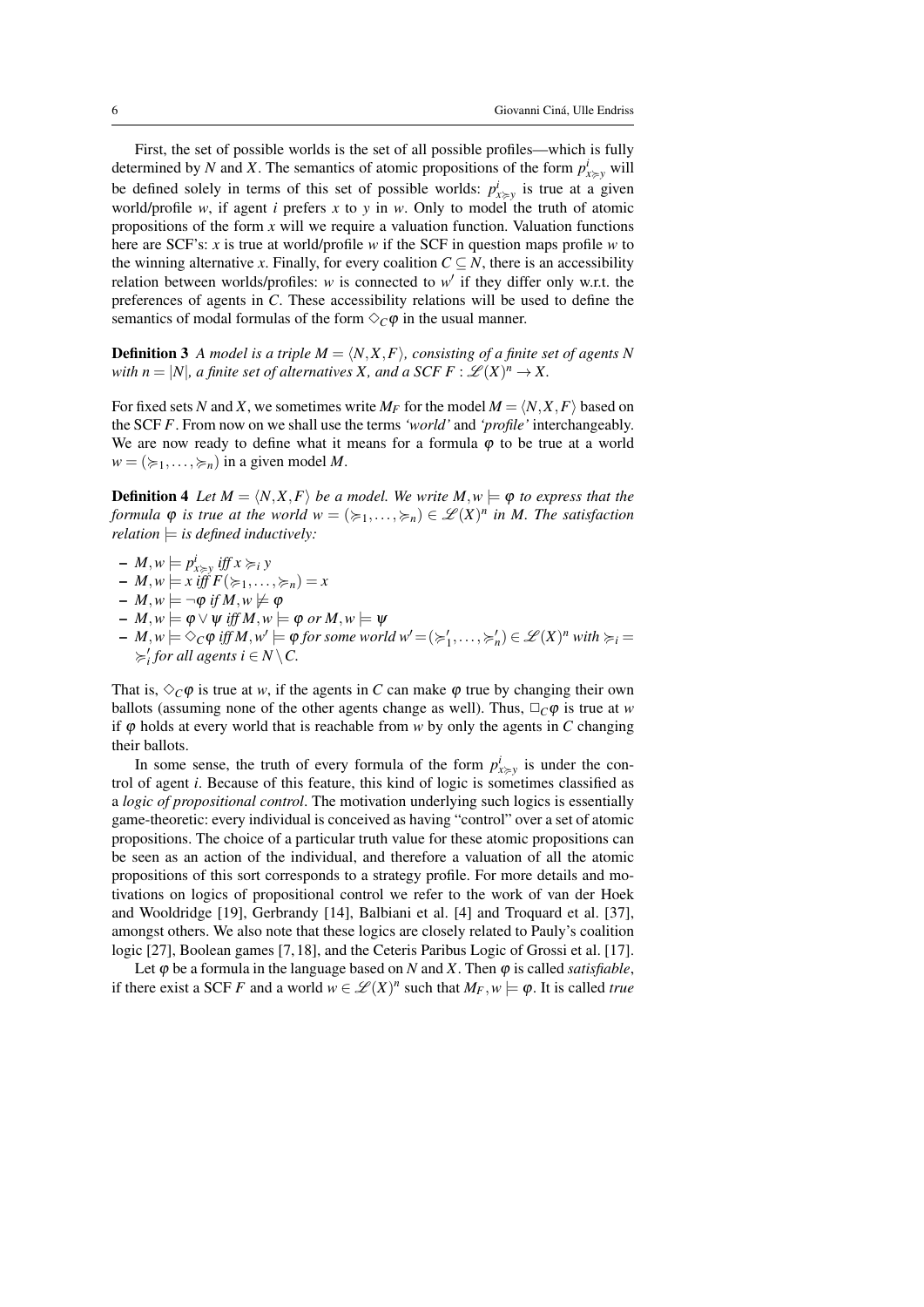First, the set of possible worlds is the set of all possible profiles—which is fully determined by $N$ and $X$. The semantics of atomic propositions of the form $p^i_{x \succcurlyeq y}$ will be defined solely in terms of this set of possible worlds: $p^i_{x \succcurlyeq y}$ is true at a given world/profile $w$, if agent $i$ prefers $x$ to $y$ in $w$. Only to model the truth of atomic propositions of the form $x$ will we require a valuation function. Valuation functions here are SCF's: $x$ is true at world/profile $w$ if the SCF in question maps profile $w$ to the winning alternative $x$. Finally, for every coalition $C \subseteq N$, there is an accessibility relation between worlds/profiles: $w$ is connected to $w'$ if they differ only w.r.t. the preferences of agents in $C$. These accessibility relations will be used to define the semantics of modal formulas of the form $\Diamond_C \varphi$ in the usual manner.

**Definition 3** *A model is a triple $M = \langle N, X, F \rangle$, consisting of a finite set of agents $N$ with $n = |N|$, a finite set of alternatives $X$, and a SCF $F : \mathscr{L}(X)^n \to X$.*

For fixed sets $N$ and $X$, we sometimes write $M_F$ for the model $M = \langle N, X, F \rangle$ based on the SCF $F$. From now on we shall use the terms *'world'* and *'profile'* interchangeably. We are now ready to define what it means for a formula $\varphi$ to be true at a world $w = (\succcurlyeq_1, \ldots, \succcurlyeq_n)$ in a given model $M$.

**Definition 4** *Let $M = \langle N, X, F \rangle$ be a model. We write $M, w \models \varphi$ to express that the formula $\varphi$ is true at the world $w = (\succcurlyeq_1, \ldots, \succcurlyeq_n) \in \mathscr{L}(X)^n$ in $M$. The satisfaction relation $\models$ is defined inductively:*

- $M, w \models p^i_{x \succcurlyeq y}$ *iff* $x \succcurlyeq_i y$
- $M, w \models x$ *iff* $F(\succcurlyeq_1, \ldots, \succcurlyeq_n) = x$
- $M, w \models \neg \varphi$ *if* $M, w \not\models \varphi$
- $M, w \models \varphi \vee \psi$ *iff* $M, w \models \varphi$ *or* $M, w \models \psi$
- $M, w \models \Diamond_C \varphi$ *iff* $M, w' \models \varphi$ *for some world* $w' = (\succcurlyeq'_1, \ldots, \succcurlyeq'_n) \in \mathscr{L}(X)^n$ *with* $\succcurlyeq_i = \succcurlyeq'_i$ *for all agents* $i \in N \setminus C$.

That is, $\Diamond_C \varphi$ is true at $w$, if the agents in $C$ can make $\varphi$ true by changing their own ballots (assuming none of the other agents change as well). Thus, $\Box_C \varphi$ is true at $w$ if $\varphi$ holds at every world that is reachable from $w$ by only the agents in $C$ changing their ballots.

In some sense, the truth of every formula of the form $p^i_{x \succcurlyeq y}$ is under the control of agent $i$. Because of this feature, this kind of logic is sometimes classified as a *logic of propositional control*. The motivation underlying such logics is essentially game-theoretic: every individual is conceived as having "control" over a set of atomic propositions. The choice of a particular truth value for these atomic propositions can be seen as an action of the individual, and therefore a valuation of all the atomic propositions of this sort corresponds to a strategy profile. For more details and motivations on logics of propositional control we refer to the work of van der Hoek and Wooldridge [19], Gerbrandy [14], Balbiani et al. [4] and Troquard et al. [37], amongst others. We also note that these logics are closely related to Pauly's coalition logic [27], Boolean games [7, 18], and the Ceteris Paribus Logic of Grossi et al. [17].

Let $\varphi$ be a formula in the language based on $N$ and $X$. Then $\varphi$ is called *satisfiable*, if there exist a SCF $F$ and a world $w \in \mathscr{L}(X)^n$ such that $M_F, w \models \varphi$. It is called *true*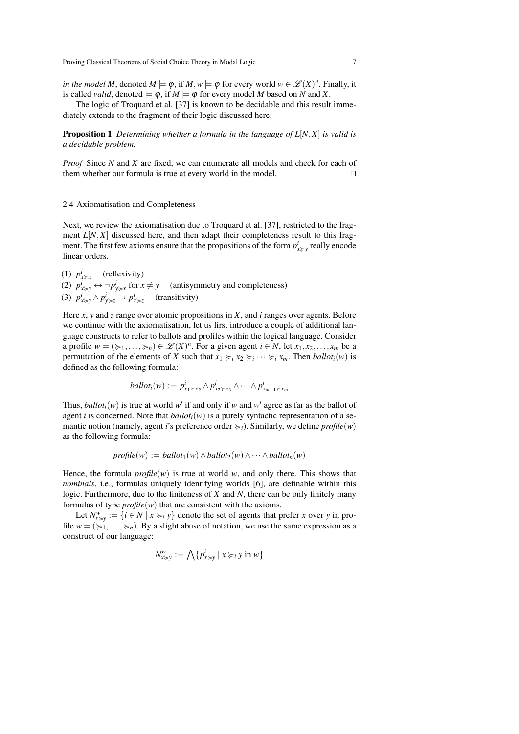*in the model M*, denoted $M \models \varphi$, if $M, w \models \varphi$ for every world $w \in \mathscr{L}(X)^n$. Finally, it is called *valid*, denoted $\models \varphi$, if $M \models \varphi$ for every model $M$ based on $N$ and $X$.

The logic of Troquard et al. [37] is known to be decidable and this result immediately extends to the fragment of their logic discussed here:

**Proposition 1** *Determining whether a formula in the language of $L[N,X]$ is valid is a decidable problem.*

*Proof* Since $N$ and $X$ are fixed, we can enumerate all models and check for each of them whether our formula is true at every world in the model. $\square$

### 2.4 Axiomatisation and Completeness

Next, we review the axiomatisation due to Troquard et al. [37], restricted to the fragment $L[N,X]$ discussed here, and then adapt their completeness result to this fragment. The first few axioms ensure that the propositions of the form $p^i_{x \succcurlyeq y}$ really encode linear orders.

(1) $p^i_{x \succcurlyeq x}$ (reflexivity)
(2) $p^i_{x \succcurlyeq y} \leftrightarrow \neg p^i_{y \succcurlyeq x}$ for $x \neq y$ (antisymmetry and completeness)
(3) $p^i_{x \succcurlyeq y} \wedge p^i_{y \succcurlyeq z} \rightarrow p^i_{x \succcurlyeq z}$ (transitivity)

Here $x$, $y$ and $z$ range over atomic propositions in $X$, and $i$ ranges over agents. Before we continue with the axiomatisation, let us first introduce a couple of additional language constructs to refer to ballots and profiles within the logical language. Consider a profile $w = (\succcurlyeq_1, \ldots, \succcurlyeq_n) \in \mathscr{L}(X)^n$. For a given agent $i \in N$, let $x_1, x_2, \ldots, x_m$ be a permutation of the elements of $X$ such that $x_1 \succcurlyeq_i x_2 \succcurlyeq_i \cdots \succcurlyeq_i x_m$. Then $ballot_i(w)$ is defined as the following formula:

$$ballot_i(w) := p^i_{x_1 \succcurlyeq x_2} \wedge p^i_{x_2 \succcurlyeq x_3} \wedge \cdots \wedge p^i_{x_{m-1} \succcurlyeq x_m}$$

Thus, $ballot_i(w)$ is true at world $w'$ if and only if $w$ and $w'$ agree as far as the ballot of agent $i$ is concerned. Note that $ballot_i(w)$ is a purely syntactic representation of a semantic notion (namely, agent $i$'s preference order $\succcurlyeq_i$). Similarly, we define $profile(w)$ as the following formula:

$$profile(w) := ballot_1(w) \wedge ballot_2(w) \wedge \cdots \wedge ballot_n(w)$$

Hence, the formula $profile(w)$ is true at world $w$, and only there. This shows that *nominals*, i.e., formulas uniquely identifying worlds [6], are definable within this logic. Furthermore, due to the finiteness of $X$ and $N$, there can be only finitely many formulas of type $profile(w)$ that are consistent with the axioms.

Let $N^w_{x \succcurlyeq y} := \{i \in N \mid x \succcurlyeq_i y\}$ denote the set of agents that prefer $x$ over $y$ in profile $w = (\succcurlyeq_1, \ldots, \succcurlyeq_n)$. By a slight abuse of notation, we use the same expression as a construct of our language:

$$N^w_{x \succcurlyeq y} := \bigwedge \{p^i_{x \succcurlyeq y} \mid x \succcurlyeq_i y \text{ in } w\}$$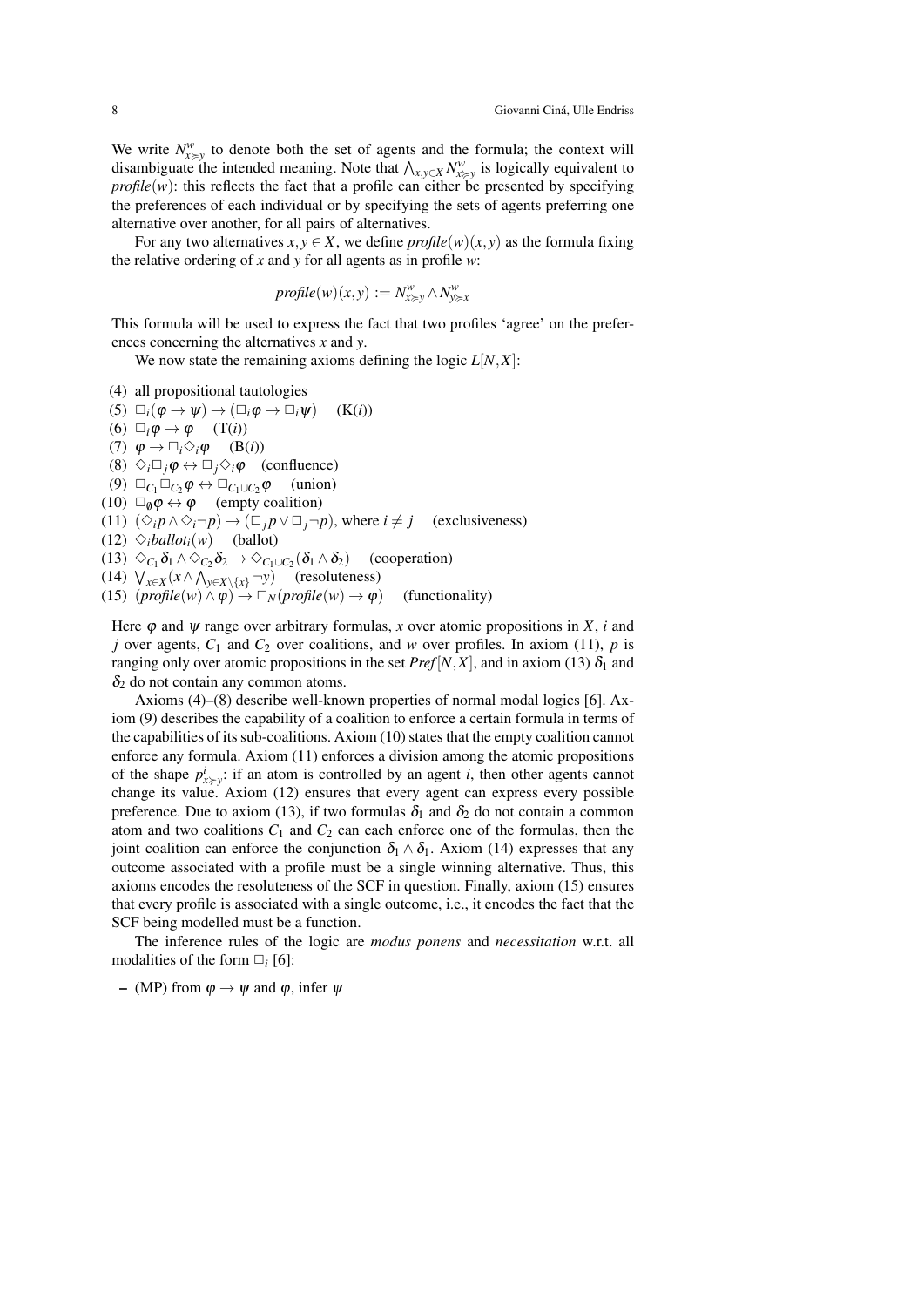We write $N^w_{x \succcurlyeq y}$ to denote both the set of agents and the formula; the context will disambiguate the intended meaning. Note that $\bigwedge_{x,y \in X} N^w_{x \succcurlyeq y}$ is logically equivalent to *profile*$(w)$: this reflects the fact that a profile can either be presented by specifying the preferences of each individual or by specifying the sets of agents preferring one alternative over another, for all pairs of alternatives.

For any two alternatives $x, y \in X$, we define *profile*$(w)(x,y)$ as the formula fixing the relative ordering of $x$ and $y$ for all agents as in profile $w$:

$$\mathit{profile}(w)(x,y) := N^w_{x \succcurlyeq y} \wedge N^w_{y \succcurlyeq x}$$

This formula will be used to express the fact that two profiles 'agree' on the preferences concerning the alternatives $x$ and $y$.

We now state the remaining axioms defining the logic $L[N,X]$:

(4) all propositional tautologies
(5) $\Box_i(\varphi \to \psi) \to (\Box_i \varphi \to \Box_i \psi)$ (K($i$))
(6) $\Box_i \varphi \to \varphi$ (T($i$))
(7) $\varphi \to \Box_i \Diamond_i \varphi$ (B($i$))
(8) $\Diamond_i \Box_j \varphi \leftrightarrow \Box_j \Diamond_i \varphi$ (confluence)
(9) $\Box_{C_1} \Box_{C_2} \varphi \leftrightarrow \Box_{C_1 \cup C_2} \varphi$ (union)
(10) $\Box_\emptyset \varphi \leftrightarrow \varphi$ (empty coalition)
(11) $(\Diamond_i p \wedge \Diamond_i \neg p) \to (\Box_j p \vee \Box_j \neg p)$, where $i \neq j$ (exclusiveness)
(12) $\Diamond_i \mathit{ballot}_i(w)$ (ballot)
(13) $\Diamond_{C_1} \delta_1 \wedge \Diamond_{C_2} \delta_2 \to \Diamond_{C_1 \cup C_2}(\delta_1 \wedge \delta_2)$ (cooperation)
(14) $\bigvee_{x \in X}(x \wedge \bigwedge_{y \in X \setminus \{x\}} \neg y)$ (resoluteness)
(15) $(\mathit{profile}(w) \wedge \varphi) \to \Box_N(\mathit{profile}(w) \to \varphi)$ (functionality)

Here $\varphi$ and $\psi$ range over arbitrary formulas, $x$ over atomic propositions in $X$, $i$ and $j$ over agents, $C_1$ and $C_2$ over coalitions, and $w$ over profiles. In axiom (11), $p$ is ranging only over atomic propositions in the set $\mathit{Pref}[N,X]$, and in axiom (13) $\delta_1$ and $\delta_2$ do not contain any common atoms.

Axioms (4)–(8) describe well-known properties of normal modal logics [6]. Axiom (9) describes the capability of a coalition to enforce a certain formula in terms of the capabilities of its sub-coalitions. Axiom (10) states that the empty coalition cannot enforce any formula. Axiom (11) enforces a division among the atomic propositions of the shape $p^i_{x \succcurlyeq y}$: if an atom is controlled by an agent $i$, then other agents cannot change its value. Axiom (12) ensures that every agent can express every possible preference. Due to axiom (13), if two formulas $\delta_1$ and $\delta_2$ do not contain a common atom and two coalitions $C_1$ and $C_2$ can each enforce one of the formulas, then the joint coalition can enforce the conjunction $\delta_1 \wedge \delta_1$. Axiom (14) expresses that any outcome associated with a profile must be a single winning alternative. Thus, this axioms encodes the resoluteness of the SCF in question. Finally, axiom (15) ensures that every profile is associated with a single outcome, i.e., it encodes the fact that the SCF being modelled must be a function.

The inference rules of the logic are *modus ponens* and *necessitation* w.r.t. all modalities of the form $\Box_i$ [6]:

– (MP) from $\varphi \to \psi$ and $\varphi$, infer $\psi$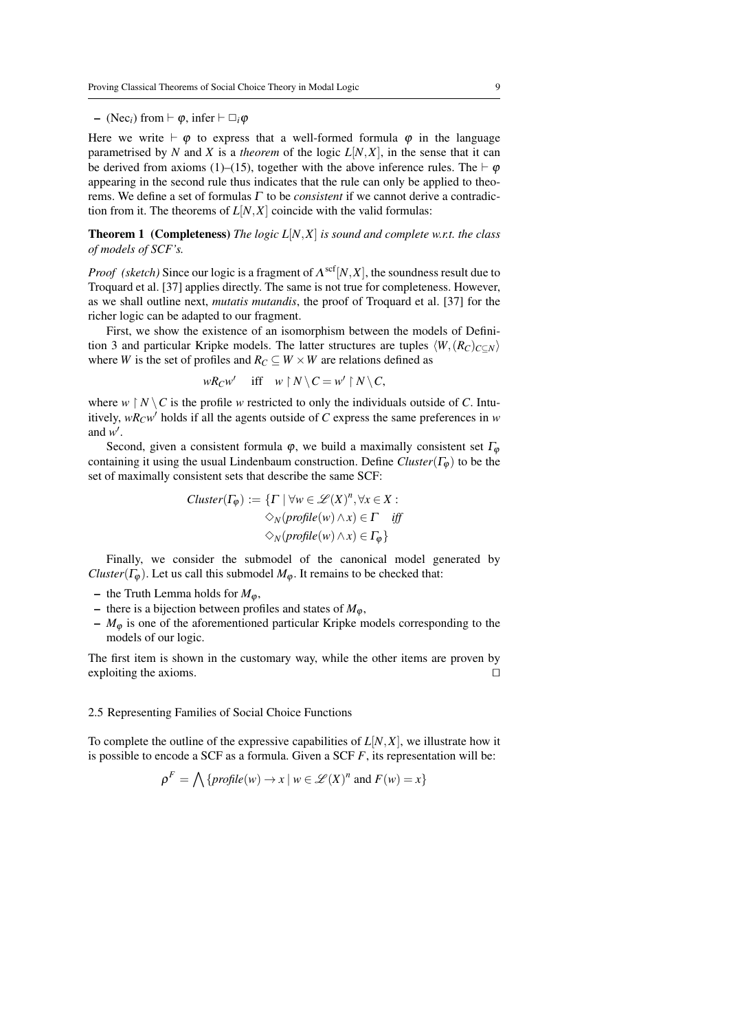– (Nec$_i$) from $\vdash \varphi$, infer $\vdash \Box_i \varphi$

Here we write $\vdash \varphi$ to express that a well-formed formula $\varphi$ in the language parametrised by $N$ and $X$ is a *theorem* of the logic $L[N,X]$, in the sense that it can be derived from axioms (1)–(15), together with the above inference rules. The $\vdash \varphi$ appearing in the second rule thus indicates that the rule can only be applied to theorems. We define a set of formulas $\Gamma$ to be *consistent* if we cannot derive a contradiction from it. The theorems of $L[N,X]$ coincide with the valid formulas:

**Theorem 1 (Completeness)** *The logic $L[N,X]$ is sound and complete w.r.t. the class of models of SCF's.*

*Proof (sketch)* Since our logic is a fragment of $\Lambda^{\text{scf}}[N,X]$, the soundness result due to Troquard et al. [37] applies directly. The same is not true for completeness. However, as we shall outline next, *mutatis mutandis*, the proof of Troquard et al. [37] for the richer logic can be adapted to our fragment.

First, we show the existence of an isomorphism between the models of Definition 3 and particular Kripke models. The latter structures are tuples $\langle W, (R_C)_{C \subseteq N} \rangle$ where $W$ is the set of profiles and $R_C \subseteq W \times W$ are relations defined as

$$wR_Cw' \quad \text{iff} \quad w \upharpoonright N \setminus C = w' \upharpoonright N \setminus C,$$

where $w \upharpoonright N \setminus C$ is the profile $w$ restricted to only the individuals outside of $C$. Intuitively, $wR_Cw'$ holds if all the agents outside of $C$ express the same preferences in $w$ and $w'$.

Second, given a consistent formula $\varphi$, we build a maximally consistent set $\Gamma_\varphi$ containing it using the usual Lindenbaum construction. Define $Cluster(\Gamma_\varphi)$ to be the set of maximally consistent sets that describe the same SCF:

$$\begin{aligned} Cluster(\Gamma_\varphi) := \{\Gamma \mid \forall w \in \mathscr{L}(X)^n, \forall x \in X : \\ \Diamond_N(\mathit{profile}(w) \wedge x) \in \Gamma \quad \mathit{iff} \\ \Diamond_N(\mathit{profile}(w) \wedge x) \in \Gamma_\varphi\} \end{aligned}$$

Finally, we consider the submodel of the canonical model generated by $Cluster(\Gamma_\varphi)$. Let us call this submodel $M_\varphi$. It remains to be checked that:

– the Truth Lemma holds for $M_\varphi$,
– there is a bijection between profiles and states of $M_\varphi$,
– $M_\varphi$ is one of the aforementioned particular Kripke models corresponding to the models of our logic.

The first item is shown in the customary way, while the other items are proven by exploiting the axioms. $\Box$

### 2.5 Representing Families of Social Choice Functions

To complete the outline of the expressive capabilities of $L[N,X]$, we illustrate how it is possible to encode a SCF as a formula. Given a SCF $F$, its representation will be:

$$\rho^F = \bigwedge \{\mathit{profile}(w) \to x \mid w \in \mathscr{L}(X)^n \text{ and } F(w) = x\}$$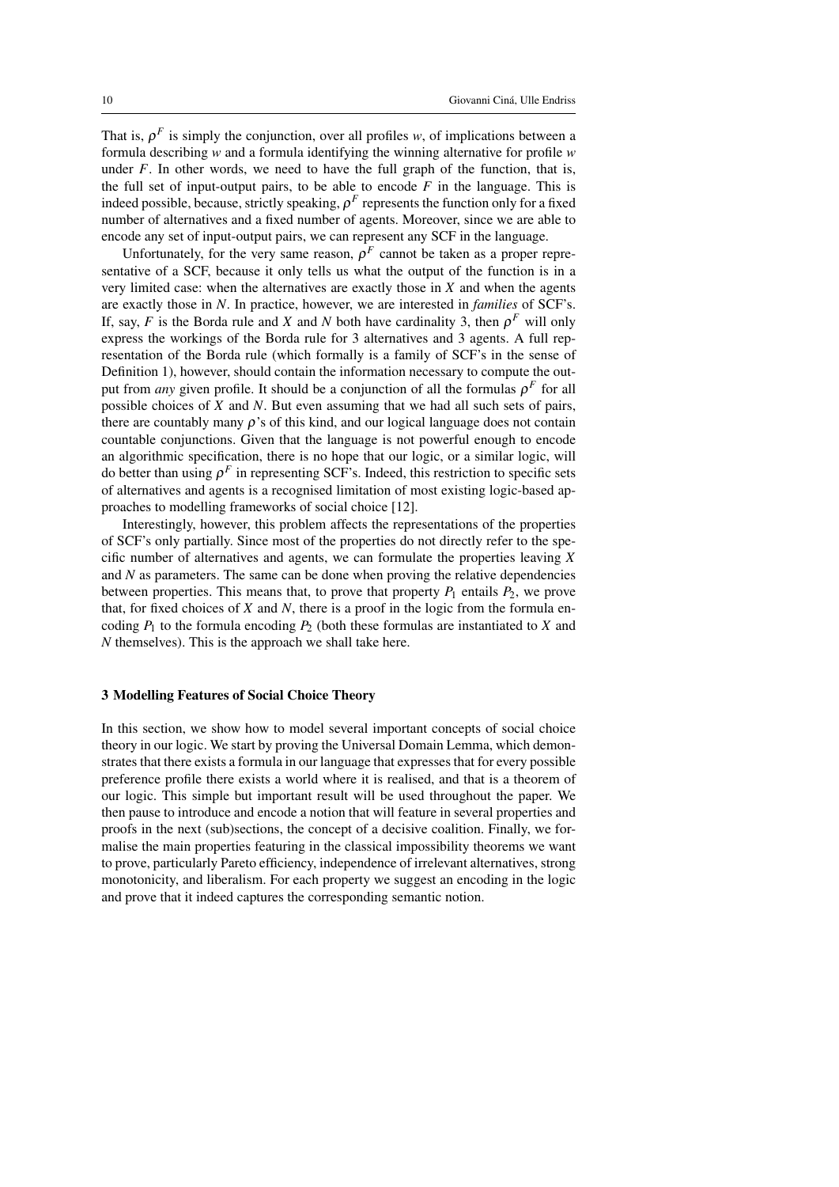That is, $\rho^F$ is simply the conjunction, over all profiles $w$, of implications between a formula describing $w$ and a formula identifying the winning alternative for profile $w$ under $F$. In other words, we need to have the full graph of the function, that is, the full set of input-output pairs, to be able to encode $F$ in the language. This is indeed possible, because, strictly speaking, $\rho^F$ represents the function only for a fixed number of alternatives and a fixed number of agents. Moreover, since we are able to encode any set of input-output pairs, we can represent any SCF in the language.

Unfortunately, for the very same reason, $\rho^F$ cannot be taken as a proper representative of a SCF, because it only tells us what the output of the function is in a very limited case: when the alternatives are exactly those in $X$ and when the agents are exactly those in $N$. In practice, however, we are interested in *families* of SCF's. If, say, $F$ is the Borda rule and $X$ and $N$ both have cardinality 3, then $\rho^F$ will only express the workings of the Borda rule for 3 alternatives and 3 agents. A full representation of the Borda rule (which formally is a family of SCF's in the sense of Definition 1), however, should contain the information necessary to compute the output from *any* given profile. It should be a conjunction of all the formulas $\rho^F$ for all possible choices of $X$ and $N$. But even assuming that we had all such sets of pairs, there are countably many $\rho$'s of this kind, and our logical language does not contain countable conjunctions. Given that the language is not powerful enough to encode an algorithmic specification, there is no hope that our logic, or a similar logic, will do better than using $\rho^F$ in representing SCF's. Indeed, this restriction to specific sets of alternatives and agents is a recognised limitation of most existing logic-based approaches to modelling frameworks of social choice [12].

Interestingly, however, this problem affects the representations of the properties of SCF's only partially. Since most of the properties do not directly refer to the specific number of alternatives and agents, we can formulate the properties leaving $X$ and $N$ as parameters. The same can be done when proving the relative dependencies between properties. This means that, to prove that property $P_1$ entails $P_2$, we prove that, for fixed choices of $X$ and $N$, there is a proof in the logic from the formula encoding $P_1$ to the formula encoding $P_2$ (both these formulas are instantiated to $X$ and $N$ themselves). This is the approach we shall take here.

## 3 Modelling Features of Social Choice Theory

In this section, we show how to model several important concepts of social choice theory in our logic. We start by proving the Universal Domain Lemma, which demonstrates that there exists a formula in our language that expresses that for every possible preference profile there exists a world where it is realised, and that is a theorem of our logic. This simple but important result will be used throughout the paper. We then pause to introduce and encode a notion that will feature in several properties and proofs in the next (sub)sections, the concept of a decisive coalition. Finally, we formalise the main properties featuring in the classical impossibility theorems we want to prove, particularly Pareto efficiency, independence of irrelevant alternatives, strong monotonicity, and liberalism. For each property we suggest an encoding in the logic and prove that it indeed captures the corresponding semantic notion.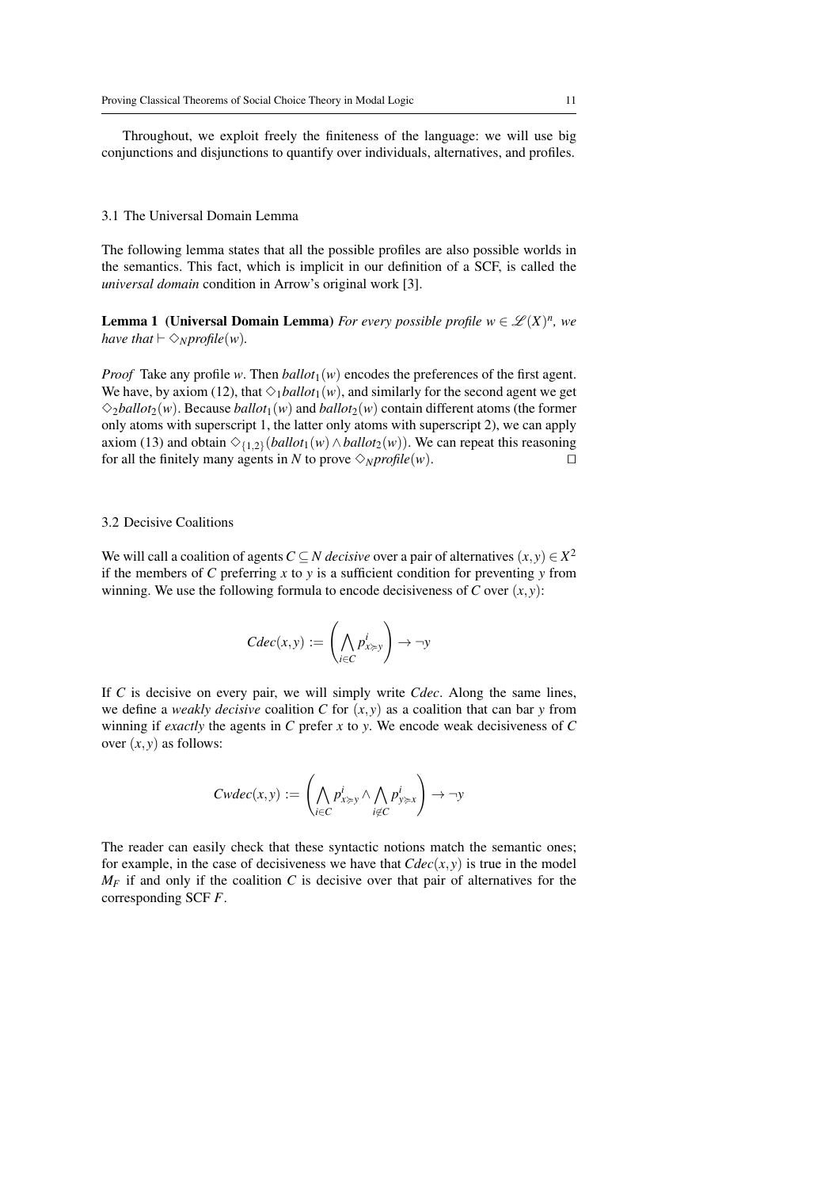Throughout, we exploit freely the finiteness of the language: we will use big conjunctions and disjunctions to quantify over individuals, alternatives, and profiles.

### 3.1 The Universal Domain Lemma

The following lemma states that all the possible profiles are also possible worlds in the semantics. This fact, which is implicit in our definition of a SCF, is called the *universal domain* condition in Arrow's original work [3].

**Lemma 1 (Universal Domain Lemma)** *For every possible profile $w \in \mathcal{L}(X)^n$, we have that $\vdash \Diamond_N \mathit{profile}(w)$.*

*Proof* Take any profile $w$. Then $\mathit{ballot}_1(w)$ encodes the preferences of the first agent. We have, by axiom (12), that $\Diamond_1 \mathit{ballot}_1(w)$, and similarly for the second agent we get $\Diamond_2 \mathit{ballot}_2(w)$. Because $\mathit{ballot}_1(w)$ and $\mathit{ballot}_2(w)$ contain different atoms (the former only atoms with superscript 1, the latter only atoms with superscript 2), we can apply axiom (13) and obtain $\Diamond_{\{1,2\}}(\mathit{ballot}_1(w) \wedge \mathit{ballot}_2(w))$. We can repeat this reasoning for all the finitely many agents in $N$ to prove $\Diamond_N \mathit{profile}(w)$. $\square$

### 3.2 Decisive Coalitions

We will call a coalition of agents $C \subseteq N$ *decisive* over a pair of alternatives $(x,y) \in X^2$ if the members of $C$ preferring $x$ to $y$ is a sufficient condition for preventing $y$ from winning. We use the following formula to encode decisiveness of $C$ over $(x,y)$:

$$Cdec(x,y) := \left( \bigwedge_{i \in C} p^i_{x \succ y} \right) \rightarrow \neg y$$

If $C$ is decisive on every pair, we will simply write $Cdec$. Along the same lines, we define a *weakly decisive* coalition $C$ for $(x,y)$ as a coalition that can bar $y$ from winning if *exactly* the agents in $C$ prefer $x$ to $y$. We encode weak decisiveness of $C$ over $(x,y)$ as follows:

$$Cwdec(x,y) := \left( \bigwedge_{i \in C} p^i_{x \succ y} \wedge \bigwedge_{i \notin C} p^i_{y \succ x} \right) \rightarrow \neg y$$

The reader can easily check that these syntactic notions match the semantic ones; for example, in the case of decisiveness we have that $Cdec(x,y)$ is true in the model $M_F$ if and only if the coalition $C$ is decisive over that pair of alternatives for the corresponding SCF $F$.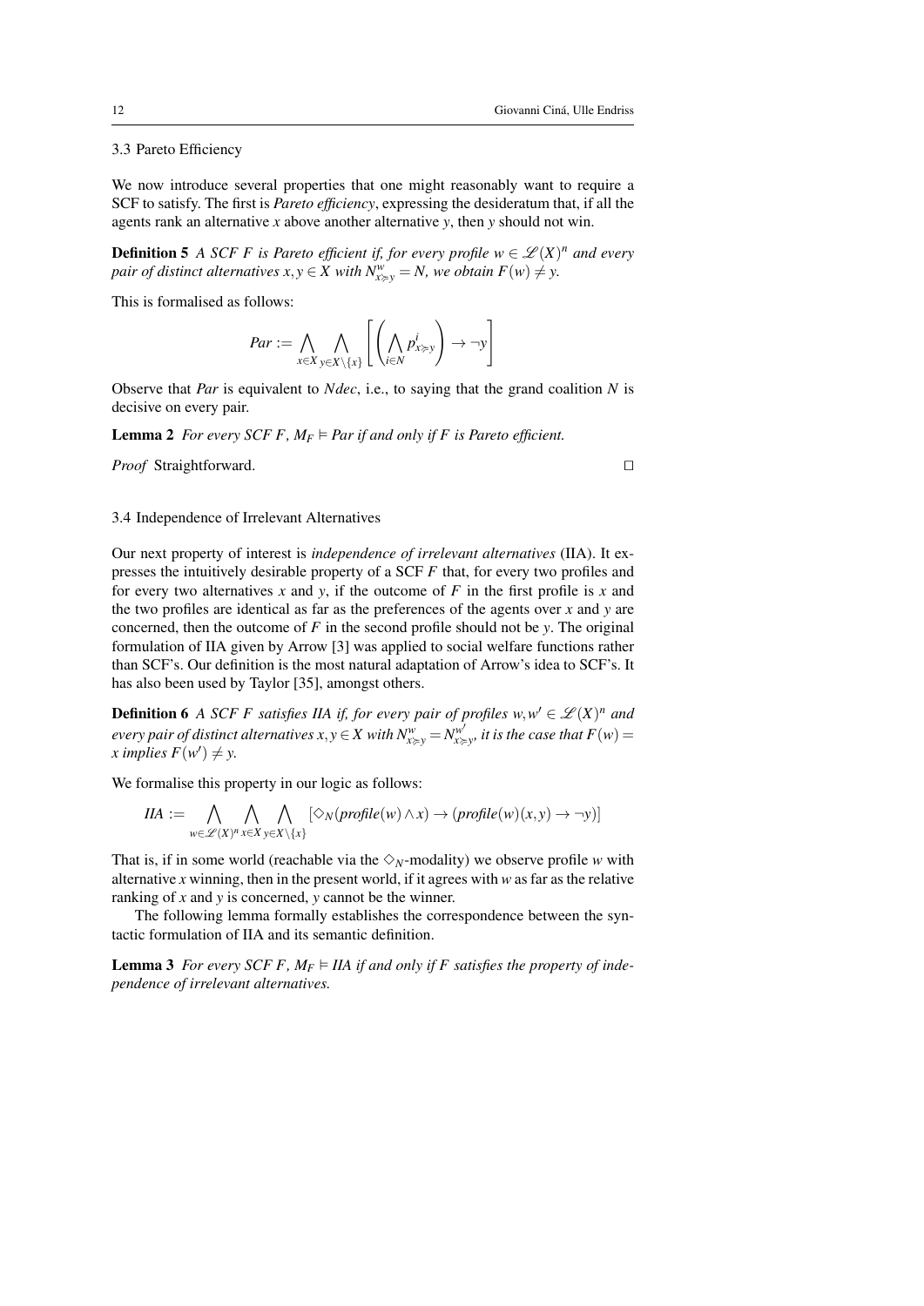### 3.3 Pareto Efficiency

We now introduce several properties that one might reasonably want to require a SCF to satisfy. The first is *Pareto efficiency*, expressing the desideratum that, if all the agents rank an alternative $x$ above another alternative $y$, then $y$ should not win.

**Definition 5** *A SCF $F$ is Pareto efficient if, for every profile $w \in \mathscr{L}(X)^n$ and every pair of distinct alternatives $x, y \in X$ with $N^w_{x \succ y} = N$, we obtain $F(w) \neq y$.*

This is formalised as follows:

$$Par := \bigwedge_{x \in X} \bigwedge_{y \in X \setminus \{x\}} \left[ \left( \bigwedge_{i \in N} p^i_{x \succ y} \right) \to \neg y \right]$$

Observe that *Par* is equivalent to *Ndec*, i.e., to saying that the grand coalition $N$ is decisive on every pair.

**Lemma 2** *For every SCF $F$, $M_F \vDash Par$ if and only if $F$ is Pareto efficient.*

*Proof* Straightforward. □

### 3.4 Independence of Irrelevant Alternatives

Our next property of interest is *independence of irrelevant alternatives* (IIA). It expresses the intuitively desirable property of a SCF $F$ that, for every two profiles and for every two alternatives $x$ and $y$, if the outcome of $F$ in the first profile is $x$ and the two profiles are identical as far as the preferences of the agents over $x$ and $y$ are concerned, then the outcome of $F$ in the second profile should not be $y$. The original formulation of IIA given by Arrow [3] was applied to social welfare functions rather than SCF's. Our definition is the most natural adaptation of Arrow's idea to SCF's. It has also been used by Taylor [35], amongst others.

**Definition 6** *A SCF $F$ satisfies IIA if, for every pair of profiles $w, w' \in \mathscr{L}(X)^n$ and every pair of distinct alternatives $x, y \in X$ with $N^w_{x \succ y} = N^{w'}_{x \succ y}$, it is the case that $F(w) = x$ implies $F(w') \neq y$.*

We formalise this property in our logic as follows:

$$IIA := \bigwedge_{w \in \mathscr{L}(X)^n} \bigwedge_{x \in X} \bigwedge_{y \in X \setminus \{x\}} [\Diamond_N(\mathit{profile}(w) \wedge x) \to (\mathit{profile}(w)(x,y) \to \neg y)]$$

That is, if in some world (reachable via the $\Diamond_N$-modality) we observe profile $w$ with alternative $x$ winning, then in the present world, if it agrees with $w$ as far as the relative ranking of $x$ and $y$ is concerned, $y$ cannot be the winner.

The following lemma formally establishes the correspondence between the syntactic formulation of IIA and its semantic definition.

**Lemma 3** *For every SCF $F$, $M_F \vDash IIA$ if and only if $F$ satisfies the property of independence of irrelevant alternatives.*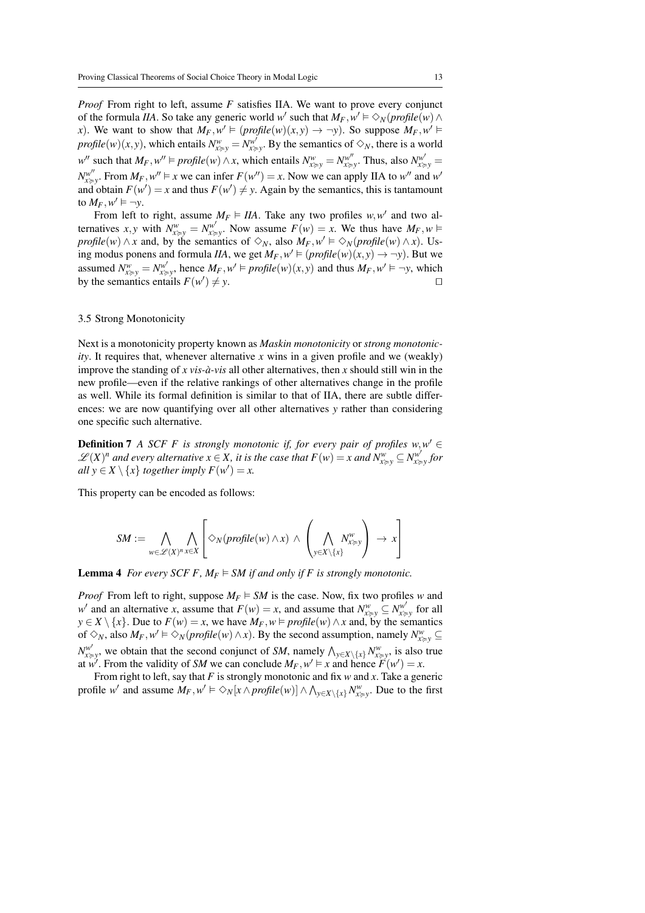*Proof* From right to left, assume $F$ satisfies IIA. We want to prove every conjunct of the formula *IIA*. So take any generic world $w'$ such that $M_F, w' \vDash \Diamond_N(\mathit{profile}(w) \wedge x)$. We want to show that $M_F, w' \vDash (\mathit{profile}(w)(x,y) \rightarrow \neg y)$. So suppose $M_F, w' \vDash \mathit{profile}(w)(x,y)$, which entails $N^w_{x \succcurlyeq y} = N^{w'}_{x \succcurlyeq y}$. By the semantics of $\Diamond_N$, there is a world $w''$ such that $M_F, w'' \vDash \mathit{profile}(w) \wedge x$, which entails $N^w_{x \succcurlyeq y} = N^{w''}_{x \succcurlyeq y}$. Thus, also $N^{w'}_{x \succcurlyeq y} = N^{w''}_{x \succcurlyeq y}$. From $M_F, w'' \vDash x$ we can infer $F(w'') = x$. Now we can apply IIA to $w''$ and $w'$ and obtain $F(w') = x$ and thus $F(w') \neq y$. Again by the semantics, this is tantamount to $M_F, w' \vDash \neg y$.

From left to right, assume $M_F \vDash \mathit{IIA}$. Take any two profiles $w, w'$ and two alternatives $x, y$ with $N^w_{x \succcurlyeq y} = N^{w'}_{x \succcurlyeq y}$. Now assume $F(w) = x$. We thus have $M_F, w \vDash \mathit{profile}(w) \wedge x$ and, by the semantics of $\Diamond_N$, also $M_F, w' \vDash \Diamond_N(\mathit{profile}(w) \wedge x)$. Using modus ponens and formula *IIA*, we get $M_F, w' \vDash (\mathit{profile}(w)(x,y) \rightarrow \neg y)$. But we assumed $N^w_{x \succcurlyeq y} = N^{w'}_{x \succcurlyeq y}$, hence $M_F, w' \vDash \mathit{profile}(w)(x,y)$ and thus $M_F, w' \vDash \neg y$, which by the semantics entails $F(w') \neq y$. □

### 3.5 Strong Monotonicity

Next is a monotonicity property known as *Maskin monotonicity* or *strong monotonicity*. It requires that, whenever alternative $x$ wins in a given profile and we (weakly) improve the standing of $x$ *vis-à-vis* all other alternatives, then $x$ should still win in the new profile—even if the relative rankings of other alternatives change in the profile as well. While its formal definition is similar to that of IIA, there are subtle differences: we are now quantifying over all other alternatives $y$ rather than considering one specific such alternative.

**Definition 7** *A SCF $F$ is strongly monotonic if, for every pair of profiles $w, w' \in \mathscr{L}(X)^n$ and every alternative $x \in X$, it is the case that $F(w) = x$ and $N^w_{x \succcurlyeq y} \subseteq N^{w'}_{x \succcurlyeq y}$ for all $y \in X \setminus \{x\}$ together imply $F(w') = x$.*

This property can be encoded as follows:

$$\mathit{SM} := \bigwedge_{w \in \mathscr{L}(X)^n} \bigwedge_{x \in X} \left[ \Diamond_N(\mathit{profile}(w) \wedge x) \; \wedge \; \left( \bigwedge_{y \in X \setminus \{x\}} N^w_{x \succcurlyeq y} \right) \; \rightarrow \; x \right]$$

**Lemma 4** *For every SCF $F$, $M_F \vDash \mathit{SM}$ if and only if $F$ is strongly monotonic.*

*Proof* From left to right, suppose $M_F \vDash \mathit{SM}$ is the case. Now, fix two profiles $w$ and $w'$ and an alternative $x$, assume that $F(w) = x$, and assume that $N^w_{x \succcurlyeq y} \subseteq N^{w'}_{x \succcurlyeq y}$ for all $y \in X \setminus \{x\}$. Due to $F(w) = x$, we have $M_F, w \vDash \mathit{profile}(w) \wedge x$ and, by the semantics of $\Diamond_N$, also $M_F, w' \vDash \Diamond_N(\mathit{profile}(w) \wedge x)$. By the second assumption, namely $N^w_{x \succcurlyeq y} \subseteq N^{w'}_{x \succcurlyeq y}$, we obtain that the second conjunct of *SM*, namely $\bigwedge_{y \in X \setminus \{x\}} N^w_{x \succcurlyeq y}$, is also true at $w'$. From the validity of *SM* we can conclude $M_F, w' \vDash x$ and hence $F(w') = x$.

From right to left, say that $F$ is strongly monotonic and fix $w$ and $x$. Take a generic profile $w'$ and assume $M_F, w' \vDash \Diamond_N[x \wedge \mathit{profile}(w)] \wedge \bigwedge_{y \in X \setminus \{x\}} N^w_{x \succcurlyeq y}$. Due to the first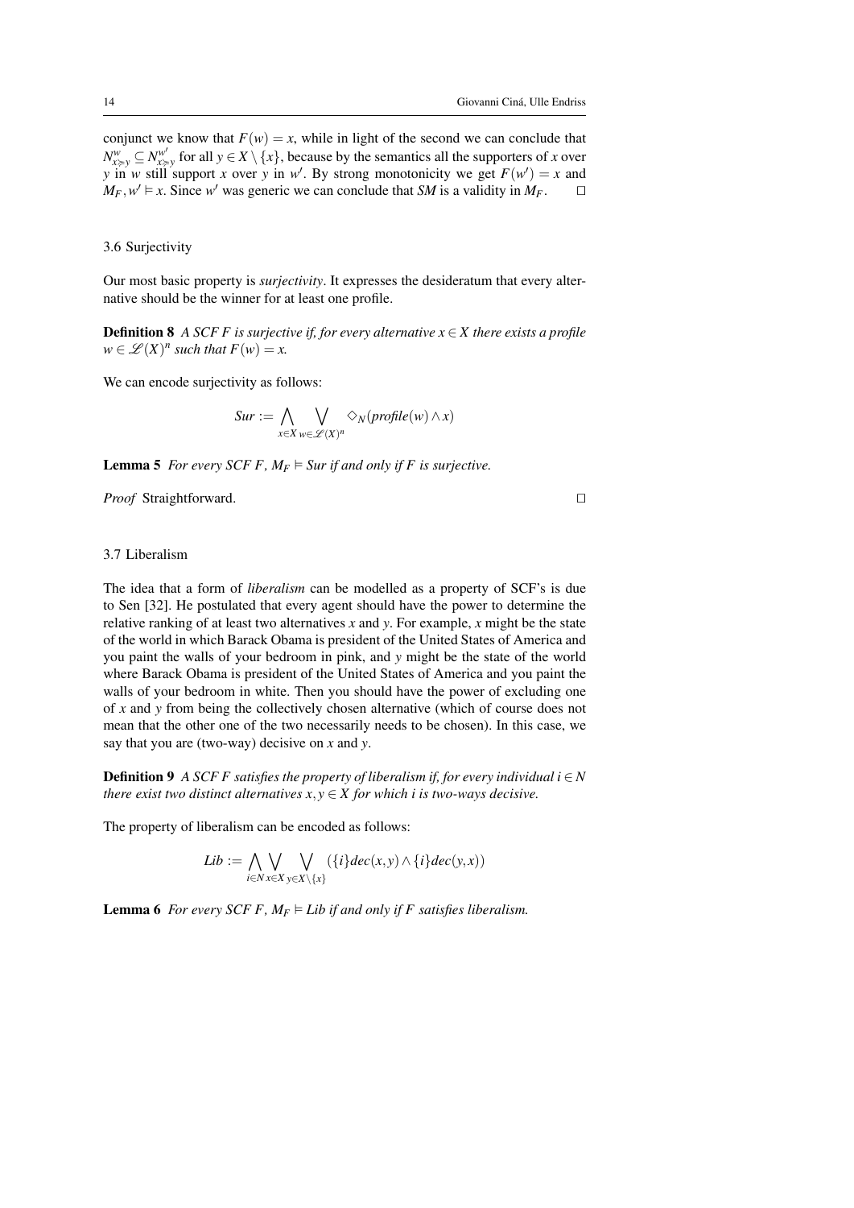conjunct we know that $F(w) = x$, while in light of the second we can conclude that $N^w_{x \succ y} \subseteq N^{w'}_{x \succ y}$ for all $y \in X \setminus \{x\}$, because by the semantics all the supporters of $x$ over $y$ in $w$ still support $x$ over $y$ in $w'$. By strong monotonicity we get $F(w') = x$ and $M_F, w' \vDash x$. Since $w'$ was generic we can conclude that *SM* is a validity in $M_F$. □

### 3.6 Surjectivity

Our most basic property is *surjectivity*. It expresses the desideratum that every alternative should be the winner for at least one profile.

**Definition 8** *A SCF $F$ is surjective if, for every alternative $x \in X$ there exists a profile $w \in \mathcal{L}(X)^n$ such that $F(w) = x$.*

We can encode surjectivity as follows:

$$Sur := \bigwedge_{x \in X} \bigvee_{w \in \mathcal{L}(X)^n} \Diamond_N(\mathit{profile}(w) \wedge x)$$

**Lemma 5** *For every SCF $F$, $M_F \vDash Sur$ if and only if $F$ is surjective.*

*Proof* Straightforward. □

### 3.7 Liberalism

The idea that a form of *liberalism* can be modelled as a property of SCF's is due to Sen [32]. He postulated that every agent should have the power to determine the relative ranking of at least two alternatives $x$ and $y$. For example, $x$ might be the state of the world in which Barack Obama is president of the United States of America and you paint the walls of your bedroom in pink, and $y$ might be the state of the world where Barack Obama is president of the United States of America and you paint the walls of your bedroom in white. Then you should have the power of excluding one of $x$ and $y$ from being the collectively chosen alternative (which of course does not mean that the other one of the two necessarily needs to be chosen). In this case, we say that you are (two-way) decisive on $x$ and $y$.

**Definition 9** *A SCF $F$ satisfies the property of liberalism if, for every individual $i \in N$ there exist two distinct alternatives $x, y \in X$ for which $i$ is two-ways decisive.*

The property of liberalism can be encoded as follows:

$$Lib := \bigwedge_{i \in N} \bigvee_{x \in X} \bigvee_{y \in X \setminus \{x\}} (\{i\}dec(x,y) \wedge \{i\}dec(y,x))$$

**Lemma 6** *For every SCF $F$, $M_F \vDash Lib$ if and only if $F$ satisfies liberalism.*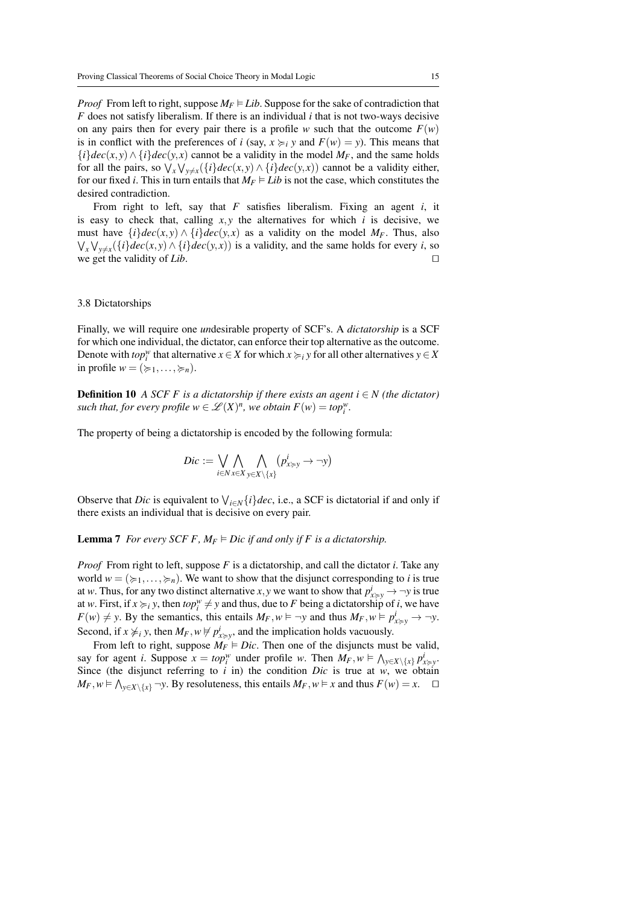*Proof* From left to right, suppose $M_F \vDash Lib$. Suppose for the sake of contradiction that $F$ does not satisfy liberalism. If there is an individual $i$ that is not two-ways decisive on any pairs then for every pair there is a profile $w$ such that the outcome $F(w)$ is in conflict with the preferences of $i$ (say, $x \succcurlyeq_i y$ and $F(w) = y$). This means that $\{i\}dec(x,y) \wedge \{i\}dec(y,x)$ cannot be a validity in the model $M_F$, and the same holds for all the pairs, so $\bigvee_x \bigvee_{y \neq x}(\{i\}dec(x,y) \wedge \{i\}dec(y,x))$ cannot be a validity either, for our fixed $i$. This in turn entails that $M_F \vDash Lib$ is not the case, which constitutes the desired contradiction.

From right to left, say that $F$ satisfies liberalism. Fixing an agent $i$, it is easy to check that, calling $x, y$ the alternatives for which $i$ is decisive, we must have $\{i\}dec(x,y) \wedge \{i\}dec(y,x)$ as a validity on the model $M_F$. Thus, also $\bigvee_x \bigvee_{y \neq x}(\{i\}dec(x,y) \wedge \{i\}dec(y,x))$ is a validity, and the same holds for every $i$, so we get the validity of $Lib$. □

### 3.8 Dictatorships

Finally, we will require one *un*desirable property of SCF's. A *dictatorship* is a SCF for which one individual, the dictator, can enforce their top alternative as the outcome. Denote with $top_i^w$ that alternative $x \in X$ for which $x \succcurlyeq_i y$ for all other alternatives $y \in X$ in profile $w = (\succcurlyeq_1, \ldots, \succcurlyeq_n)$.

**Definition 10** *A SCF $F$ is a dictatorship if there exists an agent $i \in N$ (the dictator) such that, for every profile $w \in \mathscr{L}(X)^n$, we obtain $F(w) = top_i^w$.*

The property of being a dictatorship is encoded by the following formula:

$$Dic := \bigvee_{i \in N} \bigwedge_{x \in X} \bigwedge_{y \in X \setminus \{x\}} \left(p^i_{x \succcurlyeq y} \to \neg y\right)$$

Observe that $Dic$ is equivalent to $\bigvee_{i \in N}\{i\}dec$, i.e., a SCF is dictatorial if and only if there exists an individual that is decisive on every pair.

**Lemma 7** *For every SCF $F$, $M_F \vDash Dic$ if and only if $F$ is a dictatorship.*

*Proof* From right to left, suppose $F$ is a dictatorship, and call the dictator $i$. Take any world $w = (\succcurlyeq_1, \ldots, \succcurlyeq_n)$. We want to show that the disjunct corresponding to $i$ is true at $w$. Thus, for any two distinct alternative $x, y$ we want to show that $p^i_{x \succcurlyeq y} \to \neg y$ is true at $w$. First, if $x \succcurlyeq_i y$, then $top_i^w \neq y$ and thus, due to $F$ being a dictatorship of $i$, we have $F(w) \neq y$. By the semantics, this entails $M_F, w \vDash \neg y$ and thus $M_F, w \vDash p^i_{x \succcurlyeq y} \to \neg y$. Second, if $x \not\succcurlyeq_i y$, then $M_F, w \nvDash p^i_{x \succcurlyeq y}$, and the implication holds vacuously.

From left to right, suppose $M_F \vDash Dic$. Then one of the disjuncts must be valid, say for agent $i$. Suppose $x = top_i^w$ under profile $w$. Then $M_F, w \vDash \bigwedge_{y \in X \setminus \{x\}} p^i_{x \succcurlyeq y}$. Since (the disjunct referring to $i$ in) the condition $Dic$ is true at $w$, we obtain $M_F, w \vDash \bigwedge_{y \in X \setminus \{x\}} \neg y$. By resoluteness, this entails $M_F, w \vDash x$ and thus $F(w) = x$. □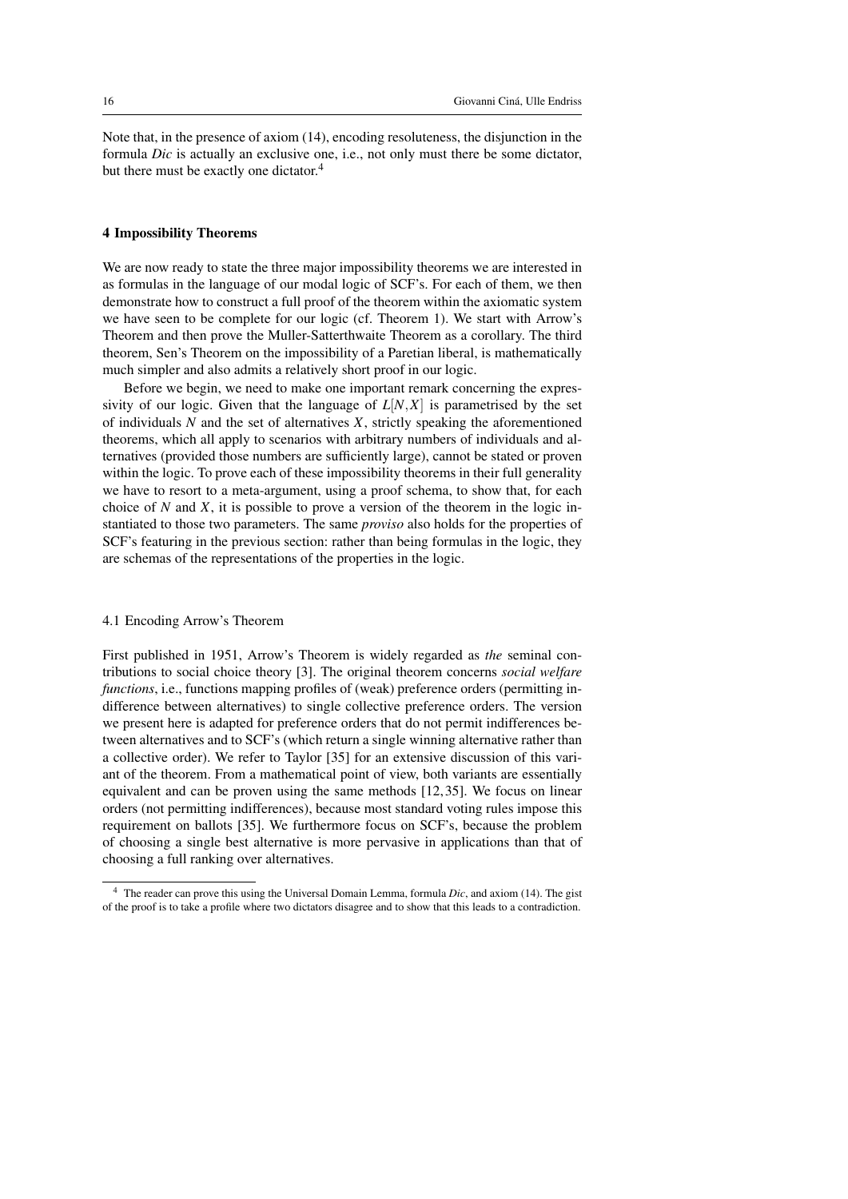Note that, in the presence of axiom (14), encoding resoluteness, the disjunction in the formula *Dic* is actually an exclusive one, i.e., not only must there be some dictator, but there must be exactly one dictator.[4]

## 4 Impossibility Theorems

We are now ready to state the three major impossibility theorems we are interested in as formulas in the language of our modal logic of SCF's. For each of them, we then demonstrate how to construct a full proof of the theorem within the axiomatic system we have seen to be complete for our logic (cf. Theorem 1). We start with Arrow's Theorem and then prove the Muller-Satterthwaite Theorem as a corollary. The third theorem, Sen's Theorem on the impossibility of a Paretian liberal, is mathematically much simpler and also admits a relatively short proof in our logic.

Before we begin, we need to make one important remark concerning the expressivity of our logic. Given that the language of $L[N,X]$ is parametrised by the set of individuals $N$ and the set of alternatives $X$, strictly speaking the aforementioned theorems, which all apply to scenarios with arbitrary numbers of individuals and alternatives (provided those numbers are sufficiently large), cannot be stated or proven within the logic. To prove each of these impossibility theorems in their full generality we have to resort to a meta-argument, using a proof schema, to show that, for each choice of $N$ and $X$, it is possible to prove a version of the theorem in the logic instantiated to those two parameters. The same *proviso* also holds for the properties of SCF's featuring in the previous section: rather than being formulas in the logic, they are schemas of the representations of the properties in the logic.

### 4.1 Encoding Arrow's Theorem

First published in 1951, Arrow's Theorem is widely regarded as *the* seminal contributions to social choice theory [3]. The original theorem concerns *social welfare functions*, i.e., functions mapping profiles of (weak) preference orders (permitting indifference between alternatives) to single collective preference orders. The version we present here is adapted for preference orders that do not permit indifferences between alternatives and to SCF's (which return a single winning alternative rather than a collective order). We refer to Taylor [35] for an extensive discussion of this variant of the theorem. From a mathematical point of view, both variants are essentially equivalent and can be proven using the same methods [12, 35]. We focus on linear orders (not permitting indifferences), because most standard voting rules impose this requirement on ballots [35]. We furthermore focus on SCF's, because the problem of choosing a single best alternative is more pervasive in applications than that of choosing a full ranking over alternatives.

[4] The reader can prove this using the Universal Domain Lemma, formula *Dic*, and axiom (14). The gist of the proof is to take a profile where two dictators disagree and to show that this leads to a contradiction.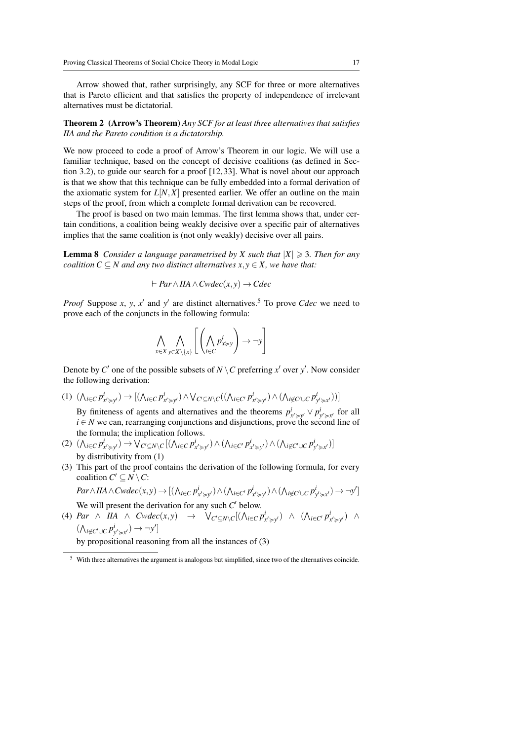Arrow showed that, rather surprisingly, any SCF for three or more alternatives that is Pareto efficient and that satisfies the property of independence of irrelevant alternatives must be dictatorial.

**Theorem 2 (Arrow's Theorem)** *Any SCF for at least three alternatives that satisfies IIA and the Pareto condition is a dictatorship.*

We now proceed to code a proof of Arrow's Theorem in our logic. We will use a familiar technique, based on the concept of decisive coalitions (as defined in Section 3.2), to guide our search for a proof [12,33]. What is novel about our approach is that we show that this technique can be fully embedded into a formal derivation of the axiomatic system for $L[N,X]$ presented earlier. We offer an outline on the main steps of the proof, from which a complete formal derivation can be recovered.

The proof is based on two main lemmas. The first lemma shows that, under certain conditions, a coalition being weakly decisive over a specific pair of alternatives implies that the same coalition is (not only weakly) decisive over all pairs.

**Lemma 8** *Consider a language parametrised by $X$ such that $|X| \geqslant 3$. Then for any coalition $C \subseteq N$ and any two distinct alternatives $x, y \in X$, we have that:*

$$\vdash Par \wedge IIA \wedge Cwdec(x,y) \rightarrow Cdec$$

*Proof* Suppose $x$, $y$, $x'$ and $y'$ are distinct alternatives.[5] To prove $Cdec$ we need to prove each of the conjuncts in the following formula:

$$\bigwedge_{x \in X} \bigwedge_{y \in X \setminus \{x\}} \left[ \left( \bigwedge_{i \in C} p^i_{x \succcurlyeq y} \right) \rightarrow \neg y \right]$$

Denote by $C'$ one of the possible subsets of $N \setminus C$ preferring $x'$ over $y'$. Now consider the following derivation:

(1) $(\bigwedge_{i \in C} p^i_{x' \succcurlyeq y'}) \rightarrow [(\bigwedge_{i \in C} p^i_{x' \succcurlyeq y'}) \wedge \bigvee_{C' \subseteq N \setminus C}((\bigwedge_{i \in C'} p^i_{x' \succcurlyeq y'}) \wedge (\bigwedge_{i \notin C' \cup C} p^i_{y' \succcurlyeq x'}))]$

By finiteness of agents and alternatives and the theorems $p^i_{x' \succcurlyeq y'} \vee p^i_{y' \succcurlyeq x'}$ for all $i \in N$ we can, rearranging conjunctions and disjunctions, prove the second line of the formula; the implication follows.

(2) $(\bigwedge_{i \in C} p^i_{x' \succcurlyeq y'}) \rightarrow \bigvee_{C' \subseteq N \setminus C}[(\bigwedge_{i \in C} p^i_{x' \succcurlyeq y'}) \wedge (\bigwedge_{i \in C'} p^i_{x' \succcurlyeq y'}) \wedge (\bigwedge_{i \notin C' \cup C} p^i_{y' \succcurlyeq x'})]$

by distributivity from (1)

(3) This part of the proof contains the derivation of the following formula, for every coalition $C' \subseteq N \setminus C$:

$Par \wedge IIA \wedge Cwdec(x,y) \rightarrow [(\bigwedge_{i \in C} p^i_{x' \succcurlyeq y'}) \wedge (\bigwedge_{i \in C'} p^i_{x' \succcurlyeq y'}) \wedge (\bigwedge_{i \notin C' \cup C} p^i_{y' \succcurlyeq x'}) \rightarrow \neg y']$

We will present the derivation for any such $C'$ below.

(4) $Par \wedge IIA \wedge Cwdec(x,y) \rightarrow \bigvee_{C' \subseteq N \setminus C}[(\bigwedge_{i \in C} p^i_{x' \succcurlyeq y'}) \wedge (\bigwedge_{i \in C'} p^i_{x' \succcurlyeq y'}) \wedge (\bigwedge_{i \notin C' \cup C} p^i_{y' \succcurlyeq x'}) \rightarrow \neg y']$

by propositional reasoning from all the instances of (3)

[5] With three alternatives the argument is analogous but simplified, since two of the alternatives coincide.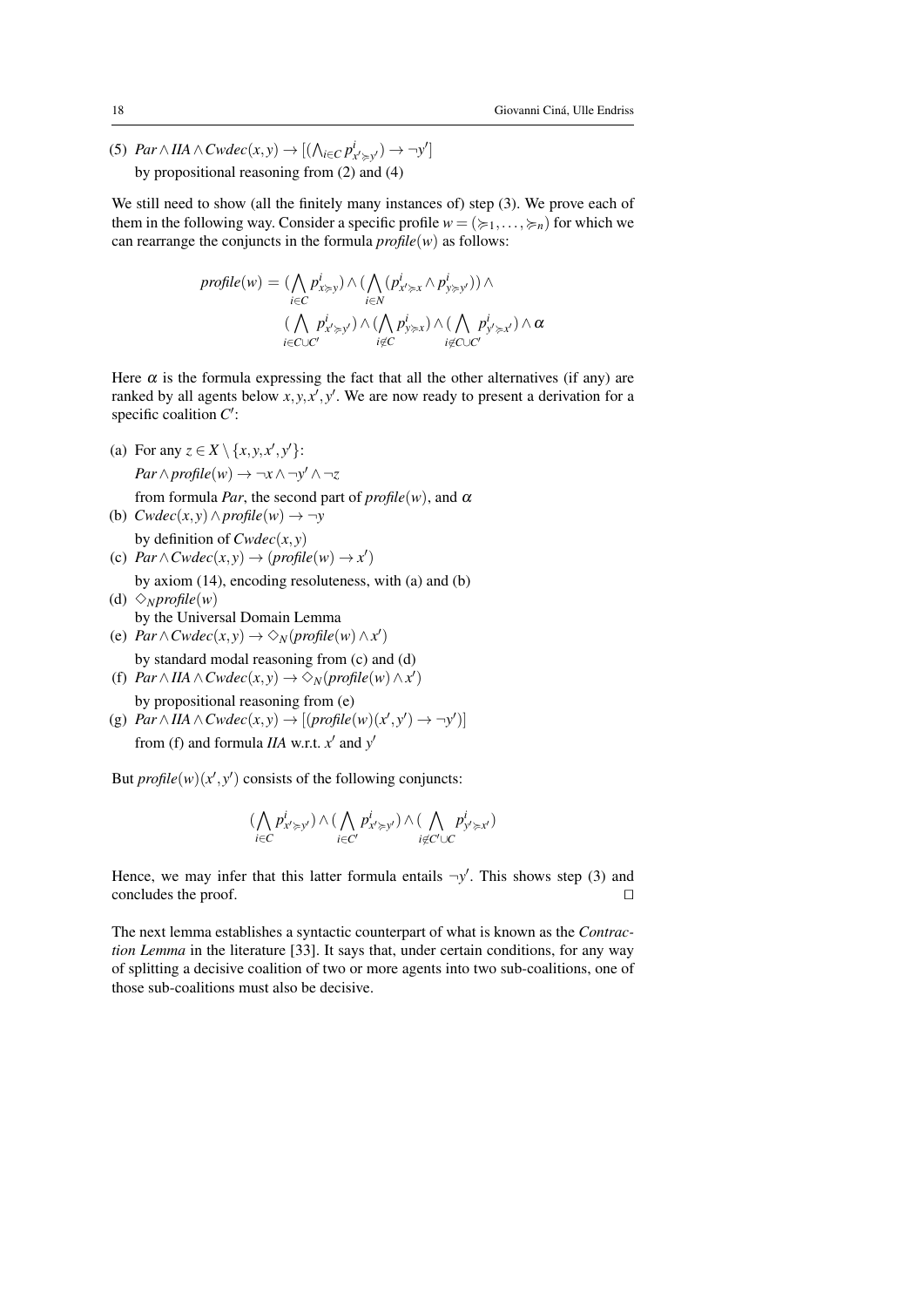(5) $Par \wedge IIA \wedge Cwdec(x,y) \rightarrow [(\bigwedge_{i \in C} p^i_{x' \succcurlyeq y'}) \rightarrow \neg y']$
by propositional reasoning from (2) and (4)

We still need to show (all the finitely many instances of) step (3). We prove each of them in the following way. Consider a specific profile $w = (\succcurlyeq_1, \ldots, \succcurlyeq_n)$ for which we can rearrange the conjuncts in the formula *profile*$(w)$ as follows:

$$
\begin{aligned}
\textit{profile}(w) = {} & (\bigwedge_{i \in C} p^i_{x \succcurlyeq y}) \wedge (\bigwedge_{i \in N} (p^i_{x' \succcurlyeq x} \wedge p^i_{y \succcurlyeq y'})) \wedge \\
& (\bigwedge_{i \in C \cup C'} p^i_{x' \succcurlyeq y'}) \wedge (\bigwedge_{i \notin C} p^i_{y \succcurlyeq x}) \wedge (\bigwedge_{i \notin C \cup C'} p^i_{y' \succcurlyeq x'}) \wedge \alpha
\end{aligned}
$$

Here $\alpha$ is the formula expressing the fact that all the other alternatives (if any) are ranked by all agents below $x, y, x', y'$. We are now ready to present a derivation for a specific coalition $C'$:

(a) For any $z \in X \setminus \{x, y, x', y'\}$:
$Par \wedge \textit{profile}(w) \rightarrow \neg x \wedge \neg y' \wedge \neg z$
from formula *Par*, the second part of *profile*$(w)$, and $\alpha$

(b) $Cwdec(x,y) \wedge \textit{profile}(w) \rightarrow \neg y$
by definition of $Cwdec(x,y)$

(c) $Par \wedge Cwdec(x,y) \rightarrow (\textit{profile}(w) \rightarrow x')$
by axiom (14), encoding resoluteness, with (a) and (b)

(d) $\diamond_N \textit{profile}(w)$
by the Universal Domain Lemma

(e) $Par \wedge Cwdec(x,y) \rightarrow \diamond_N(\textit{profile}(w) \wedge x')$
by standard modal reasoning from (c) and (d)

(f) $Par \wedge IIA \wedge Cwdec(x,y) \rightarrow \diamond_N(\textit{profile}(w) \wedge x')$
by propositional reasoning from (e)

(g) $Par \wedge IIA \wedge Cwdec(x,y) \rightarrow [(\textit{profile}(w)(x',y') \rightarrow \neg y')]$
from (f) and formula *IIA* w.r.t. $x'$ and $y'$

But *profile*$(w)(x',y')$ consists of the following conjuncts:

$$
(\bigwedge_{i \in C} p^i_{x' \succcurlyeq y'}) \wedge (\bigwedge_{i \in C'} p^i_{x' \succcurlyeq y'}) \wedge (\bigwedge_{i \notin C' \cup C} p^i_{y' \succcurlyeq x'})
$$

Hence, we may infer that this latter formula entails $\neg y'$. This shows step (3) and concludes the proof. □

The next lemma establishes a syntactic counterpart of what is known as the *Contraction Lemma* in the literature [33]. It says that, under certain conditions, for any way of splitting a decisive coalition of two or more agents into two sub-coalitions, one of those sub-coalitions must also be decisive.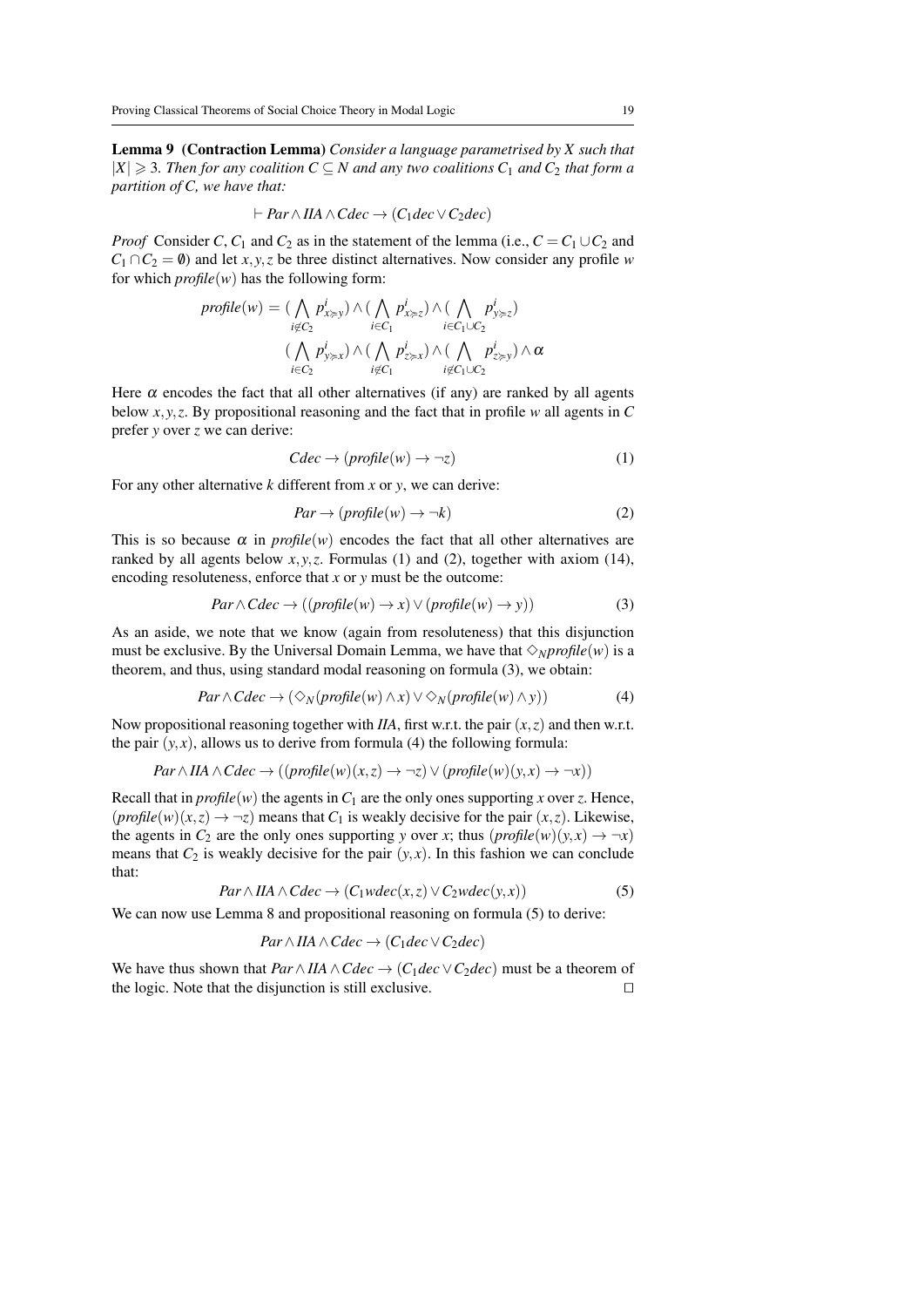**Lemma 9 (Contraction Lemma)** *Consider a language parametrised by X such that $|X| \geqslant 3$. Then for any coalition $C \subseteq N$ and any two coalitions $C_1$ and $C_2$ that form a partition of C, we have that:*

$$\vdash Par \wedge IIA \wedge Cdec \rightarrow (C_1 dec \vee C_2 dec)$$

*Proof* Consider $C$, $C_1$ and $C_2$ as in the statement of the lemma (i.e., $C = C_1 \cup C_2$ and $C_1 \cap C_2 = \emptyset$) and let $x, y, z$ be three distinct alternatives. Now consider any profile $w$ for which $profile(w)$ has the following form:

$$\begin{aligned} profile(w) = &\, (\bigwedge_{i \notin C_2} p^i_{x \succ y}) \wedge (\bigwedge_{i \in C_1} p^i_{x \succ z}) \wedge (\bigwedge_{i \in C_1 \cup C_2} p^i_{y \succ z}) \\ &\, (\bigwedge_{i \in C_2} p^i_{y \succ x}) \wedge (\bigwedge_{i \notin C_1} p^i_{z \succ x}) \wedge (\bigwedge_{i \notin C_1 \cup C_2} p^i_{z \succ y}) \wedge \alpha \end{aligned}$$

Here $\alpha$ encodes the fact that all other alternatives (if any) are ranked by all agents below $x, y, z$. By propositional reasoning and the fact that in profile $w$ all agents in $C$ prefer $y$ over $z$ we can derive:

$$Cdec \rightarrow (profile(w) \rightarrow \neg z) \tag{1}$$

For any other alternative $k$ different from $x$ or $y$, we can derive:

$$Par \rightarrow (profile(w) \rightarrow \neg k) \tag{2}$$

This is so because $\alpha$ in $profile(w)$ encodes the fact that all other alternatives are ranked by all agents below $x, y, z$. Formulas (1) and (2), together with axiom (14), encoding resoluteness, enforce that $x$ or $y$ must be the outcome:

$$Par \wedge Cdec \rightarrow ((profile(w) \rightarrow x) \vee (profile(w) \rightarrow y)) \tag{3}$$

As an aside, we note that we know (again from resoluteness) that this disjunction must be exclusive. By the Universal Domain Lemma, we have that $\Diamond_N profile(w)$ is a theorem, and thus, using standard modal reasoning on formula (3), we obtain:

$$Par \wedge Cdec \rightarrow (\Diamond_N(profile(w) \wedge x) \vee \Diamond_N(profile(w) \wedge y)) \tag{4}$$

Now propositional reasoning together with *IIA*, first w.r.t. the pair $(x, z)$ and then w.r.t. the pair $(y, x)$, allows us to derive from formula (4) the following formula:

$$Par \wedge IIA \wedge Cdec \rightarrow ((profile(w)(x,z) \rightarrow \neg z) \vee (profile(w)(y,x) \rightarrow \neg x))$$

Recall that in $profile(w)$ the agents in $C_1$ are the only ones supporting $x$ over $z$. Hence, $(profile(w)(x,z) \rightarrow \neg z)$ means that $C_1$ is weakly decisive for the pair $(x, z)$. Likewise, the agents in $C_2$ are the only ones supporting $y$ over $x$; thus $(profile(w)(y,x) \rightarrow \neg x)$ means that $C_2$ is weakly decisive for the pair $(y, x)$. In this fashion we can conclude that:

$$Par \wedge IIA \wedge Cdec \rightarrow (C_1 wdec(x,z) \vee C_2 wdec(y,x)) \tag{5}$$

We can now use Lemma 8 and propositional reasoning on formula (5) to derive:

$$Par \wedge IIA \wedge Cdec \rightarrow (C_1 dec \vee C_2 dec)$$

We have thus shown that $Par \wedge IIA \wedge Cdec \rightarrow (C_1 dec \vee C_2 dec)$ must be a theorem of the logic. Note that the disjunction is still exclusive. $\square$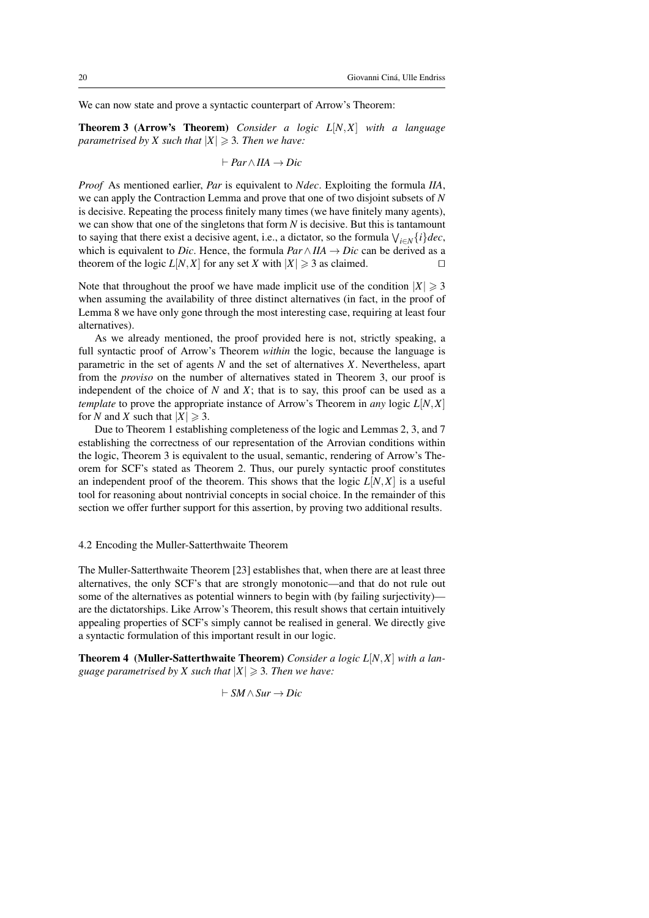We can now state and prove a syntactic counterpart of Arrow's Theorem:

**Theorem 3 (Arrow's Theorem)** *Consider a logic $L[N,X]$ with a language parametrised by $X$ such that $|X| \geqslant 3$. Then we have:*

$$\vdash Par \wedge IIA \rightarrow Dic$$

*Proof* As mentioned earlier, *Par* is equivalent to *Ndec*. Exploiting the formula *IIA*, we can apply the Contraction Lemma and prove that one of two disjoint subsets of $N$ is decisive. Repeating the process finitely many times (we have finitely many agents), we can show that one of the singletons that form $N$ is decisive. But this is tantamount to saying that there exist a decisive agent, i.e., a dictator, so the formula $\bigvee_{i \in N} \{i\} dec$, which is equivalent to *Dic*. Hence, the formula $Par \wedge IIA \rightarrow Dic$ can be derived as a theorem of the logic $L[N,X]$ for any set $X$ with $|X| \geqslant 3$ as claimed. □

Note that throughout the proof we have made implicit use of the condition $|X| \geqslant 3$ when assuming the availability of three distinct alternatives (in fact, in the proof of Lemma 8 we have only gone through the most interesting case, requiring at least four alternatives).

As we already mentioned, the proof provided here is not, strictly speaking, a full syntactic proof of Arrow's Theorem *within* the logic, because the language is parametric in the set of agents $N$ and the set of alternatives $X$. Nevertheless, apart from the *proviso* on the number of alternatives stated in Theorem 3, our proof is independent of the choice of $N$ and $X$; that is to say, this proof can be used as a *template* to prove the appropriate instance of Arrow's Theorem in *any* logic $L[N,X]$ for $N$ and $X$ such that $|X| \geqslant 3$.

Due to Theorem 1 establishing completeness of the logic and Lemmas 2, 3, and 7 establishing the correctness of our representation of the Arrovian conditions within the logic, Theorem 3 is equivalent to the usual, semantic, rendering of Arrow's Theorem for SCF's stated as Theorem 2. Thus, our purely syntactic proof constitutes an independent proof of the theorem. This shows that the logic $L[N,X]$ is a useful tool for reasoning about nontrivial concepts in social choice. In the remainder of this section we offer further support for this assertion, by proving two additional results.

### 4.2 Encoding the Muller-Satterthwaite Theorem

The Muller-Satterthwaite Theorem [23] establishes that, when there are at least three alternatives, the only SCF's that are strongly monotonic—and that do not rule out some of the alternatives as potential winners to begin with (by failing surjectivity)—are the dictatorships. Like Arrow's Theorem, this result shows that certain intuitively appealing properties of SCF's simply cannot be realised in general. We directly give a syntactic formulation of this important result in our logic.

**Theorem 4 (Muller-Satterthwaite Theorem)** *Consider a logic $L[N,X]$ with a language parametrised by $X$ such that $|X| \geqslant 3$. Then we have:*

$$\vdash SM \wedge Sur \rightarrow Dic$$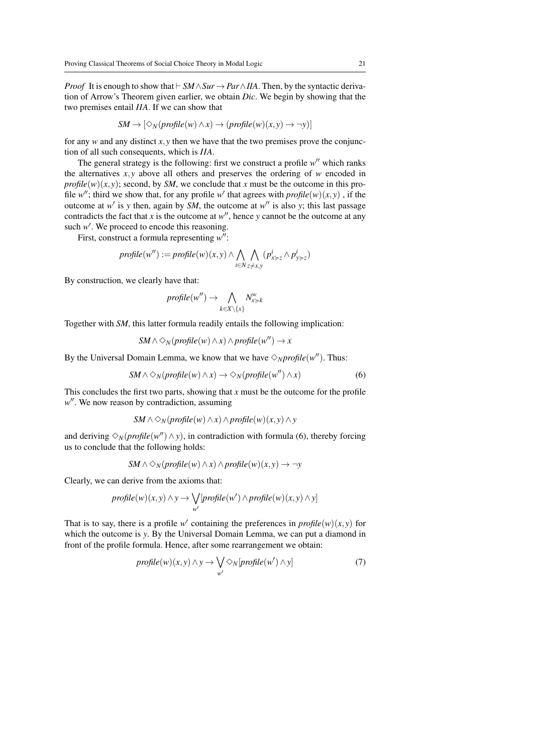*Proof* It is enough to show that $\vdash SM \wedge Sur \to Par \wedge IIA$. Then, by the syntactic derivation of Arrow's Theorem given earlier, we obtain *Dic*. We begin by showing that the two premises entail *IIA*. If we can show that

$$SM \to [\Diamond_N(\mathit{profile}(w) \wedge x) \to (\mathit{profile}(w)(x,y) \to \neg y)]$$

for any $w$ and any distinct $x, y$ then we have that the two premises prove the conjunction of all such consequents, which is *IIA*.

The general strategy is the following: first we construct a profile $w''$ which ranks the alternatives $x, y$ above all others and preserves the ordering of $w$ encoded in $\mathit{profile}(w)(x,y)$; second, by *SM*, we conclude that $x$ must be the outcome in this profile $w''$; third we show that, for any profile $w'$ that agrees with $\mathit{profile}(w)(x,y)$ , if the outcome at $w'$ is $y$ then, again by *SM*, the outcome at $w''$ is also $y$; this last passage contradicts the fact that $x$ is the outcome at $w''$, hence $y$ cannot be the outcome at any such $w'$. We proceed to encode this reasoning.

First, construct a formula representing $w''$:

$$\mathit{profile}(w'') := \mathit{profile}(w)(x,y) \wedge \bigwedge_{i \in N} \bigwedge_{z \neq x,y} (p^i_{x \succ z} \wedge p^i_{y \succ z})$$

By construction, we clearly have that:

$$\mathit{profile}(w'') \to \bigwedge_{k \in X \setminus \{x\}} N^w_{x \succ k}$$

Together with *SM*, this latter formula readily entails the following implication:

$$SM \wedge \Diamond_N(\mathit{profile}(w) \wedge x) \wedge \mathit{profile}(w'') \to x$$

By the Universal Domain Lemma, we know that we have $\Diamond_N \mathit{profile}(w'')$. Thus:

$$SM \wedge \Diamond_N(\mathit{profile}(w) \wedge x) \to \Diamond_N(\mathit{profile}(w'') \wedge x) \tag{6}$$

This concludes the first two parts, showing that $x$ must be the outcome for the profile $w''$. We now reason by contradiction, assuming

$$SM \wedge \Diamond_N(\mathit{profile}(w) \wedge x) \wedge \mathit{profile}(w)(x,y) \wedge y$$

and deriving $\Diamond_N(\mathit{profile}(w'') \wedge y)$, in contradiction with formula (6), thereby forcing us to conclude that the following holds:

$$SM \wedge \Diamond_N(\mathit{profile}(w) \wedge x) \wedge \mathit{profile}(w)(x,y) \to \neg y$$

Clearly, we can derive from the axioms that:

$$\mathit{profile}(w)(x,y) \wedge y \to \bigvee_{w'} [\mathit{profile}(w') \wedge \mathit{profile}(w)(x,y) \wedge y]$$

That is to say, there is a profile $w'$ containing the preferences in $\mathit{profile}(w)(x,y)$ for which the outcome is $y$. By the Universal Domain Lemma, we can put a diamond in front of the profile formula. Hence, after some rearrangement we obtain:

$$\mathit{profile}(w)(x,y) \wedge y \to \bigvee_{w'} \Diamond_N[\mathit{profile}(w') \wedge y] \tag{7}$$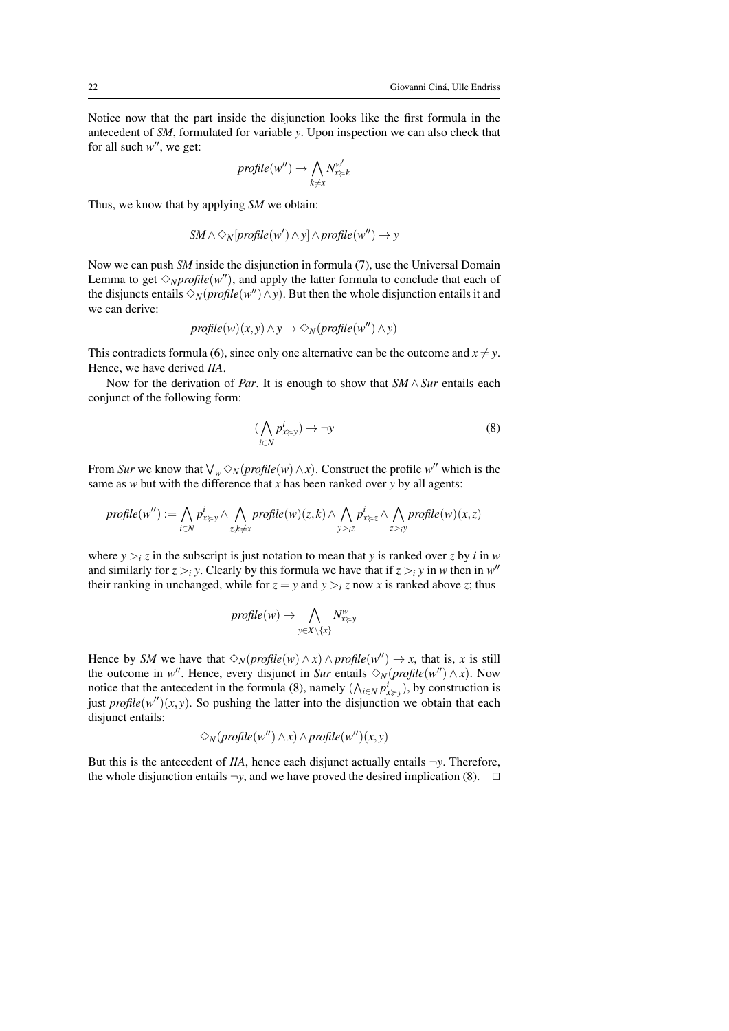Notice now that the part inside the disjunction looks like the first formula in the antecedent of *SM*, formulated for variable $y$. Upon inspection we can also check that for all such $w''$, we get:

$$\mathit{profile}(w'') \rightarrow \bigwedge_{k \neq x} N^{w'}_{x \succcurlyeq k}$$

Thus, we know that by applying *SM* we obtain:

$$SM \wedge \Diamond_N[\mathit{profile}(w') \wedge y] \wedge \mathit{profile}(w'') \rightarrow y$$

Now we can push *SM* inside the disjunction in formula (7), use the Universal Domain Lemma to get $\Diamond_N \mathit{profile}(w'')$, and apply the latter formula to conclude that each of the disjuncts entails $\Diamond_N(\mathit{profile}(w'') \wedge y)$. But then the whole disjunction entails it and we can derive:

$$\mathit{profile}(w)(x,y) \wedge y \rightarrow \Diamond_N(\mathit{profile}(w'') \wedge y)$$

This contradicts formula (6), since only one alternative can be the outcome and $x \neq y$. Hence, we have derived *IIA*.

Now for the derivation of *Par*. It is enough to show that $SM \wedge Sur$ entails each conjunct of the following form:

$$(\bigwedge_{i \in N} p^i_{x \succcurlyeq y}) \rightarrow \neg y \tag{8}$$

From *Sur* we know that $\bigvee_w \Diamond_N(\mathit{profile}(w) \wedge x)$. Construct the profile $w''$ which is the same as $w$ but with the difference that $x$ has been ranked over $y$ by all agents:

$$\mathit{profile}(w'') := \bigwedge_{i \in N} p^i_{x \succcurlyeq y} \wedge \bigwedge_{z,k \neq x} \mathit{profile}(w)(z,k) \wedge \bigwedge_{y >_i z} p^i_{x \succcurlyeq z} \wedge \bigwedge_{z >_i y} \mathit{profile}(w)(x,z)$$

where $y >_i z$ in the subscript is just notation to mean that $y$ is ranked over $z$ by $i$ in $w$ and similarly for $z >_i y$. Clearly by this formula we have that if $z >_i y$ in $w$ then in $w''$ their ranking in unchanged, while for $z = y$ and $y >_i z$ now $x$ is ranked above $z$; thus

$$\mathit{profile}(w) \rightarrow \bigwedge_{y \in X \setminus \{x\}} N^w_{x \succcurlyeq y}$$

Hence by *SM* we have that $\Diamond_N(\mathit{profile}(w) \wedge x) \wedge \mathit{profile}(w'') \rightarrow x$, that is, $x$ is still the outcome in $w''$. Hence, every disjunct in *Sur* entails $\Diamond_N(\mathit{profile}(w'') \wedge x)$. Now notice that the antecedent in the formula (8), namely $(\bigwedge_{i \in N} p^i_{x \succcurlyeq y})$, by construction is just $\mathit{profile}(w'')(x,y)$. So pushing the latter into the disjunction we obtain that each disjunct entails:

$$\Diamond_N(\mathit{profile}(w'') \wedge x) \wedge \mathit{profile}(w'')(x,y)$$

But this is the antecedent of *IIA*, hence each disjunct actually entails $\neg y$. Therefore, the whole disjunction entails $\neg y$, and we have proved the desired implication (8). $\square$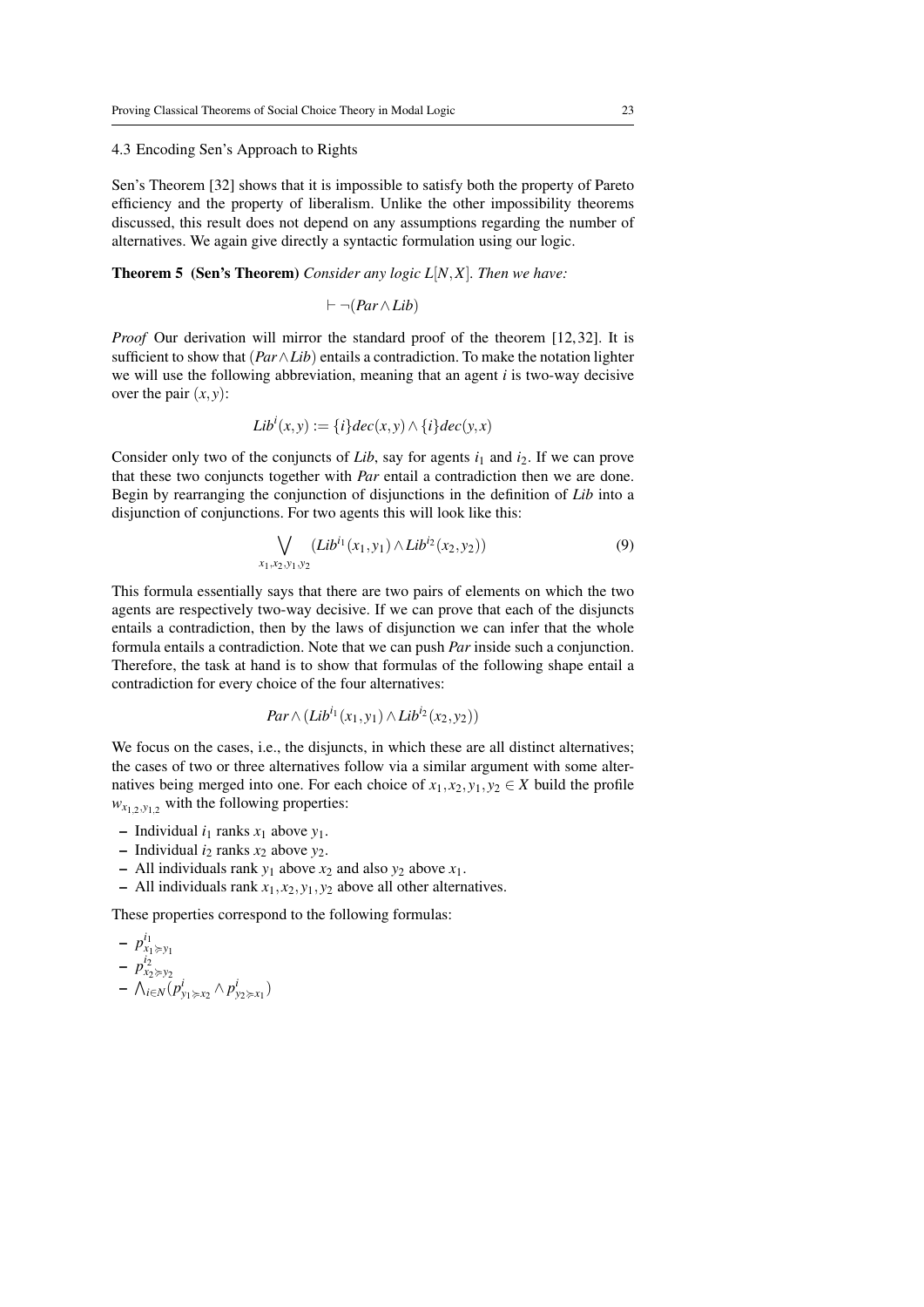### 4.3 Encoding Sen's Approach to Rights

Sen's Theorem [32] shows that it is impossible to satisfy both the property of Pareto efficiency and the property of liberalism. Unlike the other impossibility theorems discussed, this result does not depend on any assumptions regarding the number of alternatives. We again give directly a syntactic formulation using our logic.

**Theorem 5 (Sen's Theorem)** *Consider any logic $L[N,X]$. Then we have:*

$$\vdash \neg(Par \wedge Lib)$$

*Proof* Our derivation will mirror the standard proof of the theorem [12, 32]. It is sufficient to show that $(Par \wedge Lib)$ entails a contradiction. To make the notation lighter we will use the following abbreviation, meaning that an agent $i$ is two-way decisive over the pair $(x,y)$:

$$Lib^i(x,y) := \{i\}dec(x,y) \wedge \{i\}dec(y,x)$$

Consider only two of the conjuncts of *Lib*, say for agents $i_1$ and $i_2$. If we can prove that these two conjuncts together with *Par* entail a contradiction then we are done. Begin by rearranging the conjunction of disjunctions in the definition of *Lib* into a disjunction of conjunctions. For two agents this will look like this:

$$\bigvee_{x_1,x_2,y_1,y_2} (Lib^{i_1}(x_1,y_1) \wedge Lib^{i_2}(x_2,y_2)) \tag{9}$$

This formula essentially says that there are two pairs of elements on which the two agents are respectively two-way decisive. If we can prove that each of the disjuncts entails a contradiction, then by the laws of disjunction we can infer that the whole formula entails a contradiction. Note that we can push *Par* inside such a conjunction. Therefore, the task at hand is to show that formulas of the following shape entail a contradiction for every choice of the four alternatives:

$$Par \wedge (Lib^{i_1}(x_1,y_1) \wedge Lib^{i_2}(x_2,y_2))$$

We focus on the cases, i.e., the disjuncts, in which these are all distinct alternatives; the cases of two or three alternatives follow via a similar argument with some alternatives being merged into one. For each choice of $x_1,x_2,y_1,y_2 \in X$ build the profile $w_{x_{1,2},y_{1,2}}$ with the following properties:

- Individual $i_1$ ranks $x_1$ above $y_1$.
- Individual $i_2$ ranks $x_2$ above $y_2$.
- All individuals rank $y_1$ above $x_2$ and also $y_2$ above $x_1$.
- All individuals rank $x_1,x_2,y_1,y_2$ above all other alternatives.

These properties correspond to the following formulas:

- $p^{i_1}_{x_1 \succ y_1}$
- $p^{i_2}_{x_2 \succ y_2}$
- $\bigwedge_{i \in N}(p^i_{y_1 \succ x_2} \wedge p^i_{y_2 \succ x_1})$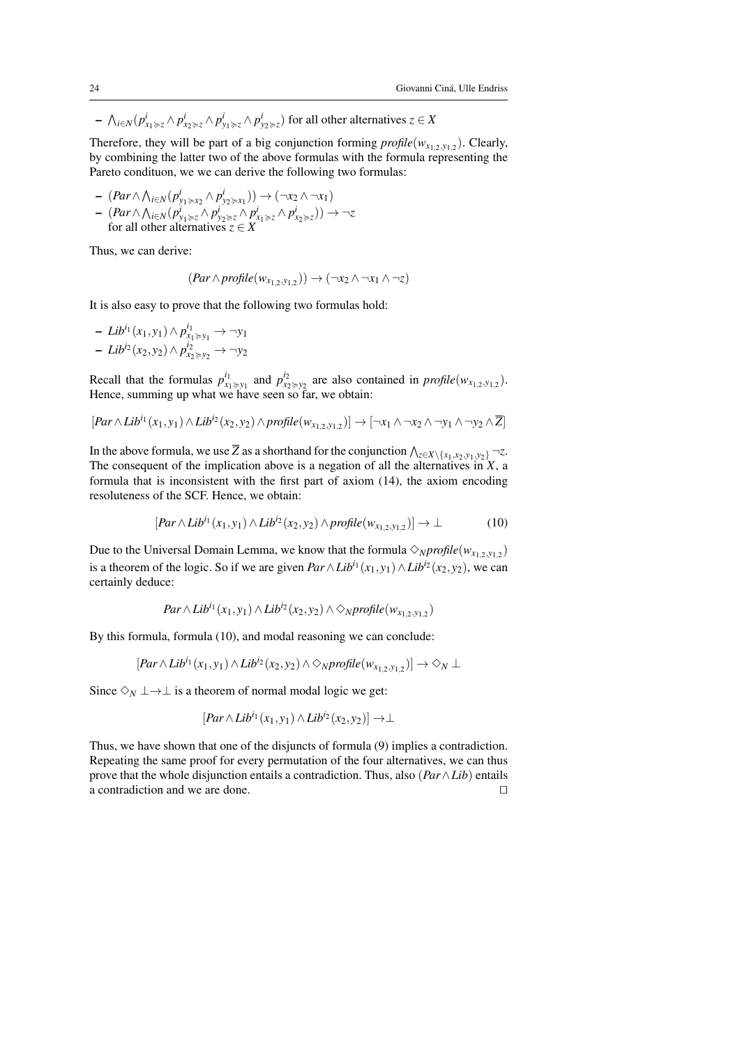- $\bigwedge_{i\in N}(p^i_{x_1 \succcurlyeq z} \wedge p^i_{x_2 \succcurlyeq z} \wedge p^i_{y_1 \succcurlyeq z} \wedge p^i_{y_2 \succcurlyeq z})$ for all other alternatives $z \in X$

Therefore, they will be part of a big conjunction forming $\mathit{profile}(w_{x_{1,2},y_{1,2}})$. Clearly, by combining the latter two of the above formulas with the formula representing the Pareto condituon, we we can derive the following two formulas:

- $(\mathit{Par} \wedge \bigwedge_{i\in N}(p^i_{y_1 \succcurlyeq x_2} \wedge p^i_{y_2 \succcurlyeq x_1})) \rightarrow (\neg x_2 \wedge \neg x_1)$
- $(\mathit{Par} \wedge \bigwedge_{i\in N}(p^i_{y_1 \succcurlyeq z} \wedge p^i_{y_2 \succcurlyeq z} \wedge p^i_{x_1 \succcurlyeq z} \wedge p^i_{x_2 \succcurlyeq z})) \rightarrow \neg z$
  for all other alternatives $z \in X$

Thus, we can derive:

$$(\mathit{Par} \wedge \mathit{profile}(w_{x_{1,2},y_{1,2}})) \rightarrow (\neg x_2 \wedge \neg x_1 \wedge \neg z)$$

It is also easy to prove that the following two formulas hold:

- $\mathit{Lib}^{i_1}(x_1,y_1) \wedge p^{i_1}_{x_1 \succcurlyeq y_1} \rightarrow \neg y_1$
- $\mathit{Lib}^{i_2}(x_2,y_2) \wedge p^{i_2}_{x_2 \succcurlyeq y_2} \rightarrow \neg y_2$

Recall that the formulas $p^{i_1}_{x_1 \succcurlyeq y_1}$ and $p^{i_2}_{x_2 \succcurlyeq y_2}$ are also contained in $\mathit{profile}(w_{x_{1,2},y_{1,2}})$. Hence, summing up what we have seen so far, we obtain:

$$[\mathit{Par} \wedge \mathit{Lib}^{i_1}(x_1,y_1) \wedge \mathit{Lib}^{i_2}(x_2,y_2) \wedge \mathit{profile}(w_{x_{1,2},y_{1,2}})] \rightarrow [\neg x_1 \wedge \neg x_2 \wedge \neg y_1 \wedge \neg y_2 \wedge \overline{Z}]$$

In the above formula, we use $\overline{Z}$ as a shorthand for the conjunction $\bigwedge_{z\in X\setminus\{x_1,x_2,y_1,y_2\}} \neg z$. The consequent of the implication above is a negation of all the alternatives in $X$, a formula that is inconsistent with the first part of axiom (14), the axiom encoding resoluteness of the SCF. Hence, we obtain:

$$[\mathit{Par} \wedge \mathit{Lib}^{i_1}(x_1,y_1) \wedge \mathit{Lib}^{i_2}(x_2,y_2) \wedge \mathit{profile}(w_{x_{1,2},y_{1,2}})] \rightarrow \bot \qquad (10)$$

Due to the Universal Domain Lemma, we know that the formula $\Diamond_N \mathit{profile}(w_{x_{1,2},y_{1,2}})$ is a theorem of the logic. So if we are given $\mathit{Par} \wedge \mathit{Lib}^{i_1}(x_1,y_1) \wedge \mathit{Lib}^{i_2}(x_2,y_2)$, we can certainly deduce:

$$\mathit{Par} \wedge \mathit{Lib}^{i_1}(x_1,y_1) \wedge \mathit{Lib}^{i_2}(x_2,y_2) \wedge \Diamond_N \mathit{profile}(w_{x_{1,2},y_{1,2}})$$

By this formula, formula (10), and modal reasoning we can conclude:

$$[\mathit{Par} \wedge \mathit{Lib}^{i_1}(x_1,y_1) \wedge \mathit{Lib}^{i_2}(x_2,y_2) \wedge \Diamond_N \mathit{profile}(w_{x_{1,2},y_{1,2}})] \rightarrow \Diamond_N \bot$$

Since $\Diamond_N \bot \rightarrow \bot$ is a theorem of normal modal logic we get:

$$[\mathit{Par} \wedge \mathit{Lib}^{i_1}(x_1,y_1) \wedge \mathit{Lib}^{i_2}(x_2,y_2)] \rightarrow \bot$$

Thus, we have shown that one of the disjuncts of formula (9) implies a contradiction. Repeating the same proof for every permutation of the four alternatives, we can thus prove that the whole disjunction entails a contradiction. Thus, also $(\mathit{Par} \wedge \mathit{Lib})$ entails a contradiction and we are done. □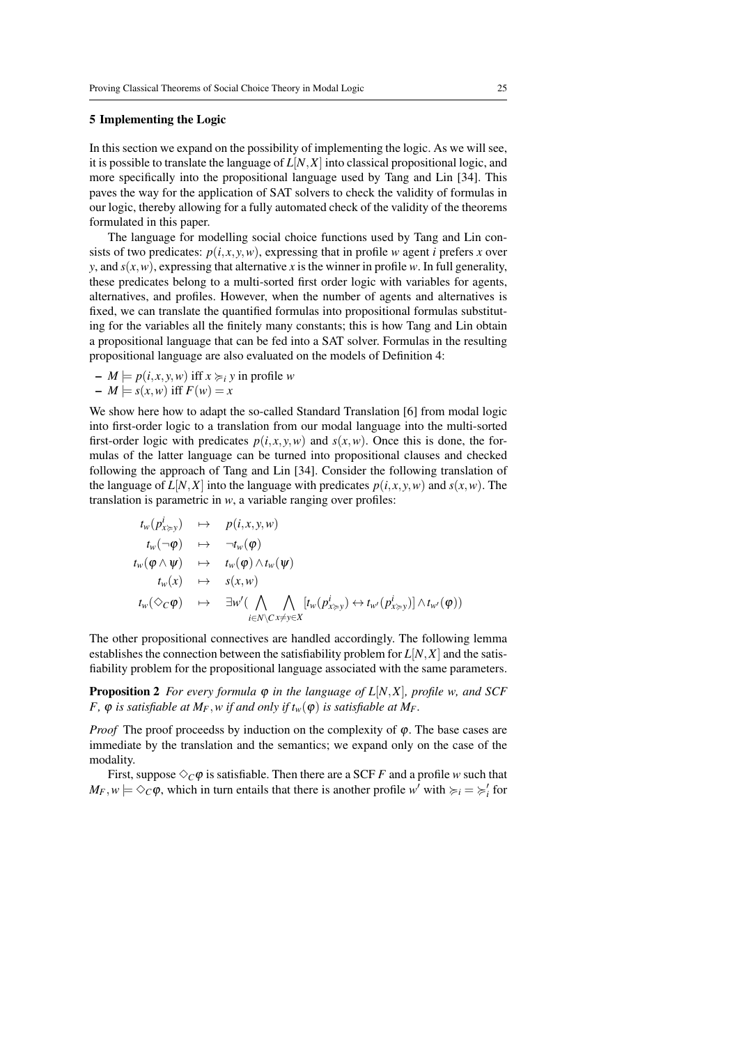## 5 Implementing the Logic

In this section we expand on the possibility of implementing the logic. As we will see, it is possible to translate the language of $L[N,X]$ into classical propositional logic, and more specifically into the propositional language used by Tang and Lin [34]. This paves the way for the application of SAT solvers to check the validity of formulas in our logic, thereby allowing for a fully automated check of the validity of the theorems formulated in this paper.

The language for modelling social choice functions used by Tang and Lin consists of two predicates: $p(i,x,y,w)$, expressing that in profile $w$ agent $i$ prefers $x$ over $y$, and $s(x,w)$, expressing that alternative $x$ is the winner in profile $w$. In full generality, these predicates belong to a multi-sorted first order logic with variables for agents, alternatives, and profiles. However, when the number of agents and alternatives is fixed, we can translate the quantified formulas into propositional formulas substituting for the variables all the finitely many constants; this is how Tang and Lin obtain a propositional language that can be fed into a SAT solver. Formulas in the resulting propositional language are also evaluated on the models of Definition 4:

- $M \models p(i,x,y,w)$ iff $x \succcurlyeq_i y$ in profile $w$
- $M \models s(x,w)$ iff $F(w) = x$

We show here how to adapt the so-called Standard Translation [6] from modal logic into first-order logic to a translation from our modal language into the multi-sorted first-order logic with predicates $p(i,x,y,w)$ and $s(x,w)$. Once this is done, the formulas of the latter language can be turned into propositional clauses and checked following the approach of Tang and Lin [34]. Consider the following translation of the language of $L[N,X]$ into the language with predicates $p(i,x,y,w)$ and $s(x,w)$. The translation is parametric in $w$, a variable ranging over profiles:

$$
\begin{aligned}
t_w(p^i_{x \succcurlyeq y}) &\mapsto p(i,x,y,w) \\
t_w(\neg\varphi) &\mapsto \neg t_w(\varphi) \\
t_w(\varphi \wedge \psi) &\mapsto t_w(\varphi) \wedge t_w(\psi) \\
t_w(x) &\mapsto s(x,w) \\
t_w(\Diamond_C \varphi) &\mapsto \exists w' \big( \bigwedge_{i \in N \setminus C} \bigwedge_{x \neq y \in X} [t_w(p^i_{x \succcurlyeq y}) \leftrightarrow t_{w'}(p^i_{x \succcurlyeq y})] \wedge t_{w'}(\varphi) \big)
\end{aligned}
$$

The other propositional connectives are handled accordingly. The following lemma establishes the connection between the satisfiability problem for $L[N,X]$ and the satisfiability problem for the propositional language associated with the same parameters.

**Proposition 2** *For every formula $\varphi$ in the language of $L[N,X]$, profile $w$, and SCF $F$, $\varphi$ is satisfiable at $M_F, w$ if and only if $t_w(\varphi)$ is satisfiable at $M_F$.*

*Proof* The proof proceedss by induction on the complexity of $\varphi$. The base cases are immediate by the translation and the semantics; we expand only on the case of the modality.

First, suppose $\Diamond_C \varphi$ is satisfiable. Then there are a SCF $F$ and a profile $w$ such that $M_F, w \models \Diamond_C \varphi$, which in turn entails that there is another profile $w'$ with $\succcurlyeq_i = \succcurlyeq'_i$ for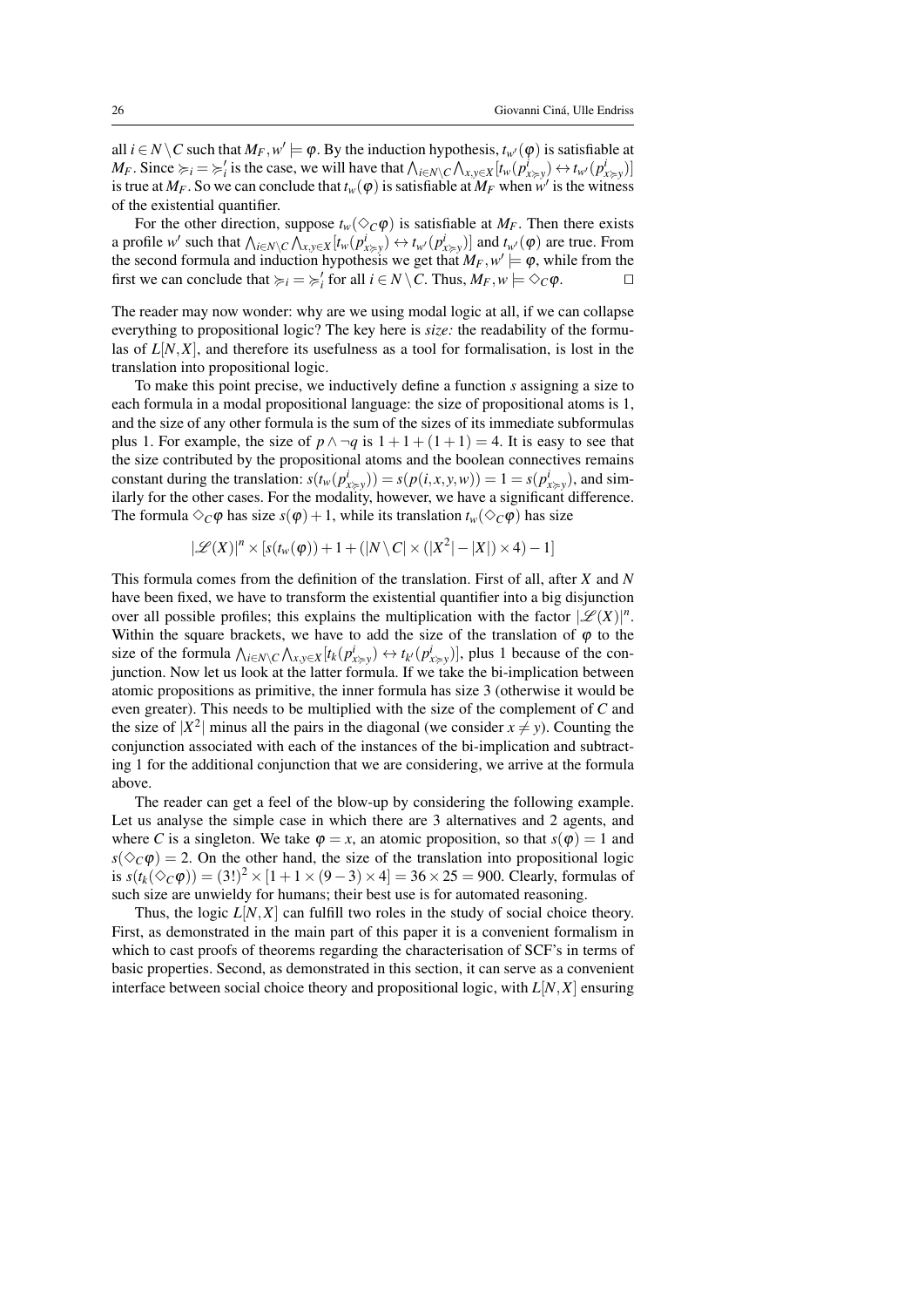all $i \in N \setminus C$ such that $M_F, w' \models \varphi$. By the induction hypothesis, $t_{w'}(\varphi)$ is satisfiable at $M_F$. Since $\succcurlyeq_i = \succcurlyeq'_i$ is the case, we will have that $\bigwedge_{i \in N \setminus C} \bigwedge_{x,y \in X} [t_w(p^i_{x \succcurlyeq y}) \leftrightarrow t_{w'}(p^i_{x \succcurlyeq y})]$ is true at $M_F$. So we can conclude that $t_w(\varphi)$ is satisfiable at $M_F$ when $w'$ is the witness of the existential quantifier.

For the other direction, suppose $t_w(\Diamond_C \varphi)$ is satisfiable at $M_F$. Then there exists a profile $w'$ such that $\bigwedge_{i \in N \setminus C} \bigwedge_{x,y \in X} [t_w(p^i_{x \succcurlyeq y}) \leftrightarrow t_{w'}(p^i_{x \succcurlyeq y})]$ and $t_{w'}(\varphi)$ are true. From the second formula and induction hypothesis we get that $M_F, w' \models \varphi$, while from the first we can conclude that $\succcurlyeq_i = \succcurlyeq'_i$ for all $i \in N \setminus C$. Thus, $M_F, w \models \Diamond_C \varphi$. $\square$

The reader may now wonder: why are we using modal logic at all, if we can collapse everything to propositional logic? The key here is *size:* the readability of the formulas of $L[N,X]$, and therefore its usefulness as a tool for formalisation, is lost in the translation into propositional logic.

To make this point precise, we inductively define a function $s$ assigning a size to each formula in a modal propositional language: the size of propositional atoms is 1, and the size of any other formula is the sum of the sizes of its immediate subformulas plus 1. For example, the size of $p \wedge \neg q$ is $1+1+(1+1) = 4$. It is easy to see that the size contributed by the propositional atoms and the boolean connectives remains constant during the translation: $s(t_w(p^i_{x \succcurlyeq y})) = s(p(i,x,y,w)) = 1 = s(p^i_{x \succcurlyeq y})$, and similarly for the other cases. For the modality, however, we have a significant difference. The formula $\Diamond_C \varphi$ has size $s(\varphi)+1$, while its translation $t_w(\Diamond_C \varphi)$ has size

$$|\mathscr{L}(X)|^n \times [s(t_w(\varphi)) + 1 + (|N \setminus C| \times (|X^2| - |X|) \times 4) - 1]$$

This formula comes from the definition of the translation. First of all, after $X$ and $N$ have been fixed, we have to transform the existential quantifier into a big disjunction over all possible profiles; this explains the multiplication with the factor $|\mathscr{L}(X)|^n$. Within the square brackets, we have to add the size of the translation of $\varphi$ to the size of the formula $\bigwedge_{i \in N \setminus C} \bigwedge_{x,y \in X} [t_k(p^i_{x \succcurlyeq y}) \leftrightarrow t_{k'}(p^i_{x \succcurlyeq y})]$, plus 1 because of the conjunction. Now let us look at the latter formula. If we take the bi-implication between atomic propositions as primitive, the inner formula has size 3 (otherwise it would be even greater). This needs to be multiplied with the size of the complement of $C$ and the size of $|X^2|$ minus all the pairs in the diagonal (we consider $x \neq y$). Counting the conjunction associated with each of the instances of the bi-implication and subtracting 1 for the additional conjunction that we are considering, we arrive at the formula above.

The reader can get a feel of the blow-up by considering the following example. Let us analyse the simple case in which there are 3 alternatives and 2 agents, and where $C$ is a singleton. We take $\varphi = x$, an atomic proposition, so that $s(\varphi) = 1$ and $s(\Diamond_C \varphi) = 2$. On the other hand, the size of the translation into propositional logic is $s(t_k(\Diamond_C \varphi)) = (3!)^2 \times [1 + 1 \times (9-3) \times 4] = 36 \times 25 = 900$. Clearly, formulas of such size are unwieldy for humans; their best use is for automated reasoning.

Thus, the logic $L[N,X]$ can fulfill two roles in the study of social choice theory. First, as demonstrated in the main part of this paper it is a convenient formalism in which to cast proofs of theorems regarding the characterisation of SCF's in terms of basic properties. Second, as demonstrated in this section, it can serve as a convenient interface between social choice theory and propositional logic, with $L[N,X]$ ensuring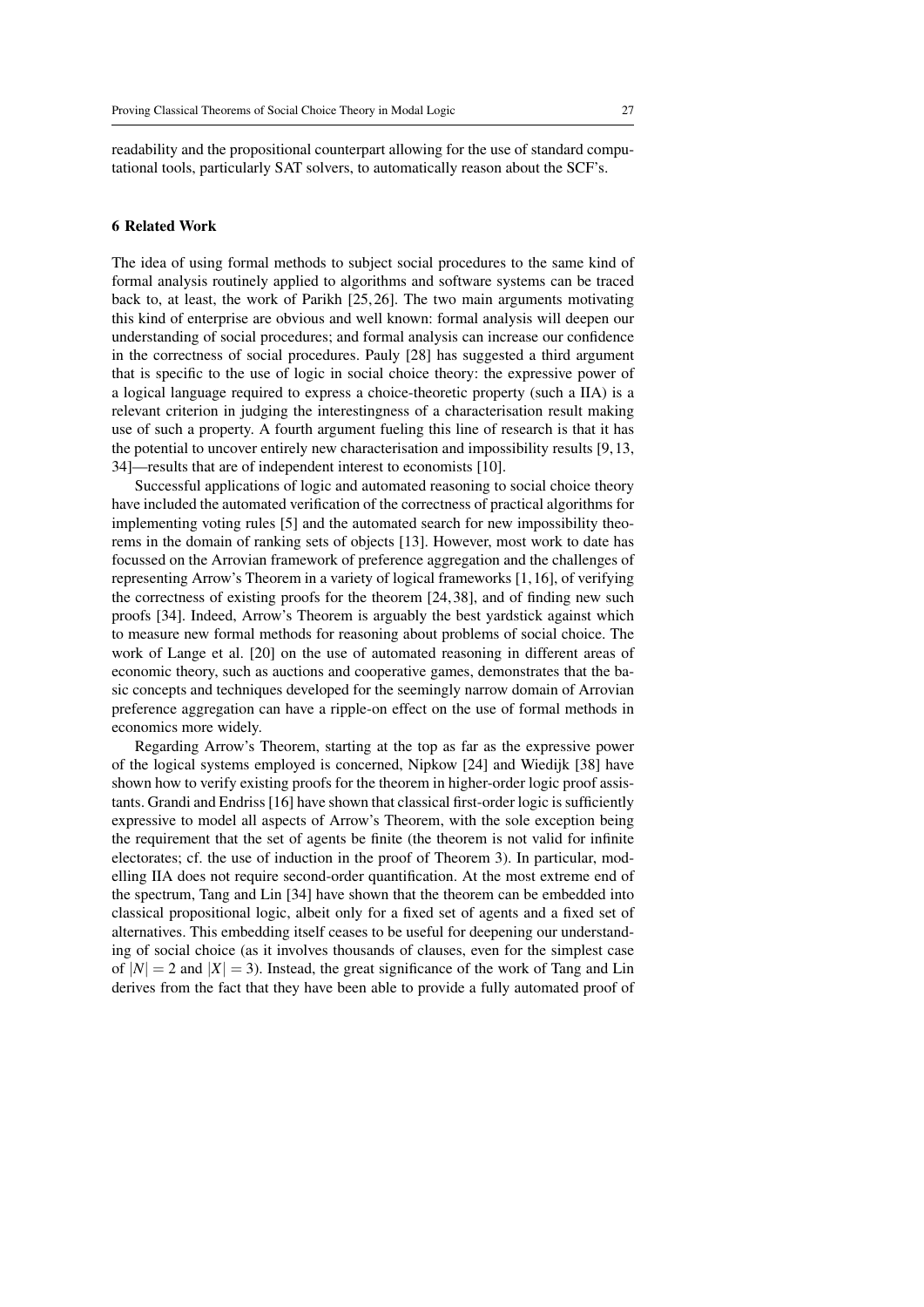readability and the propositional counterpart allowing for the use of standard computational tools, particularly SAT solvers, to automatically reason about the SCF's.

## 6 Related Work

The idea of using formal methods to subject social procedures to the same kind of formal analysis routinely applied to algorithms and software systems can be traced back to, at least, the work of Parikh [25, 26]. The two main arguments motivating this kind of enterprise are obvious and well known: formal analysis will deepen our understanding of social procedures; and formal analysis can increase our confidence in the correctness of social procedures. Pauly [28] has suggested a third argument that is specific to the use of logic in social choice theory: the expressive power of a logical language required to express a choice-theoretic property (such a IIA) is a relevant criterion in judging the interestingness of a characterisation result making use of such a property. A fourth argument fueling this line of research is that it has the potential to uncover entirely new characterisation and impossibility results [9, 13, 34]—results that are of independent interest to economists [10].

Successful applications of logic and automated reasoning to social choice theory have included the automated verification of the correctness of practical algorithms for implementing voting rules [5] and the automated search for new impossibility theorems in the domain of ranking sets of objects [13]. However, most work to date has focussed on the Arrovian framework of preference aggregation and the challenges of representing Arrow's Theorem in a variety of logical frameworks [1, 16], of verifying the correctness of existing proofs for the theorem [24, 38], and of finding new such proofs [34]. Indeed, Arrow's Theorem is arguably the best yardstick against which to measure new formal methods for reasoning about problems of social choice. The work of Lange et al. [20] on the use of automated reasoning in different areas of economic theory, such as auctions and cooperative games, demonstrates that the basic concepts and techniques developed for the seemingly narrow domain of Arrovian preference aggregation can have a ripple-on effect on the use of formal methods in economics more widely.

Regarding Arrow's Theorem, starting at the top as far as the expressive power of the logical systems employed is concerned, Nipkow [24] and Wiedijk [38] have shown how to verify existing proofs for the theorem in higher-order logic proof assistants. Grandi and Endriss [16] have shown that classical first-order logic is sufficiently expressive to model all aspects of Arrow's Theorem, with the sole exception being the requirement that the set of agents be finite (the theorem is not valid for infinite electorates; cf. the use of induction in the proof of Theorem 3). In particular, modelling IIA does not require second-order quantification. At the most extreme end of the spectrum, Tang and Lin [34] have shown that the theorem can be embedded into classical propositional logic, albeit only for a fixed set of agents and a fixed set of alternatives. This embedding itself ceases to be useful for deepening our understanding of social choice (as it involves thousands of clauses, even for the simplest case of $|N| = 2$ and $|X| = 3$). Instead, the great significance of the work of Tang and Lin derives from the fact that they have been able to provide a fully automated proof of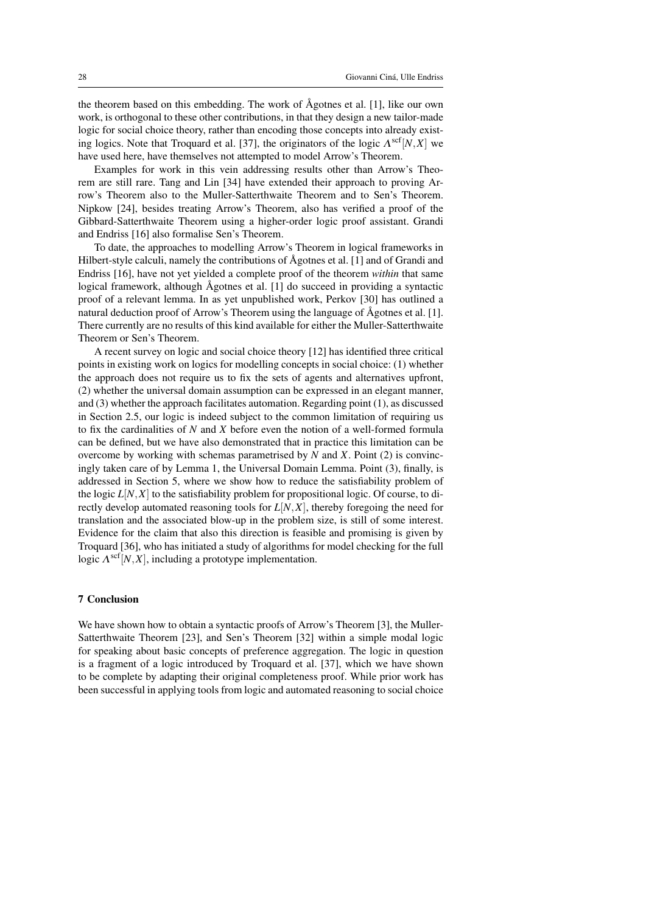the theorem based on this embedding. The work of Ågotnes et al. [1], like our own work, is orthogonal to these other contributions, in that they design a new tailor-made logic for social choice theory, rather than encoding those concepts into already existing logics. Note that Troquard et al. [37], the originators of the logic $\Lambda^{\mathrm{scf}}[N,X]$ we have used here, have themselves not attempted to model Arrow's Theorem.

Examples for work in this vein addressing results other than Arrow's Theorem are still rare. Tang and Lin [34] have extended their approach to proving Arrow's Theorem also to the Muller-Satterthwaite Theorem and to Sen's Theorem. Nipkow [24], besides treating Arrow's Theorem, also has verified a proof of the Gibbard-Satterthwaite Theorem using a higher-order logic proof assistant. Grandi and Endriss [16] also formalise Sen's Theorem.

To date, the approaches to modelling Arrow's Theorem in logical frameworks in Hilbert-style calculi, namely the contributions of Ågotnes et al. [1] and of Grandi and Endriss [16], have not yet yielded a complete proof of the theorem *within* that same logical framework, although Ågotnes et al. [1] do succeed in providing a syntactic proof of a relevant lemma. In as yet unpublished work, Perkov [30] has outlined a natural deduction proof of Arrow's Theorem using the language of Ågotnes et al. [1]. There currently are no results of this kind available for either the Muller-Satterthwaite Theorem or Sen's Theorem.

A recent survey on logic and social choice theory [12] has identified three critical points in existing work on logics for modelling concepts in social choice: (1) whether the approach does not require us to fix the sets of agents and alternatives upfront, (2) whether the universal domain assumption can be expressed in an elegant manner, and (3) whether the approach facilitates automation. Regarding point (1), as discussed in Section 2.5, our logic is indeed subject to the common limitation of requiring us to fix the cardinalities of $N$ and $X$ before even the notion of a well-formed formula can be defined, but we have also demonstrated that in practice this limitation can be overcome by working with schemas parametrised by $N$ and $X$. Point (2) is convincingly taken care of by Lemma 1, the Universal Domain Lemma. Point (3), finally, is addressed in Section 5, where we show how to reduce the satisfiability problem of the logic $L[N,X]$ to the satisfiability problem for propositional logic. Of course, to directly develop automated reasoning tools for $L[N,X]$, thereby foregoing the need for translation and the associated blow-up in the problem size, is still of some interest. Evidence for the claim that also this direction is feasible and promising is given by Troquard [36], who has initiated a study of algorithms for model checking for the full logic $\Lambda^{\mathrm{scf}}[N,X]$, including a prototype implementation.

## 7 Conclusion

We have shown how to obtain a syntactic proofs of Arrow's Theorem [3], the Muller-Satterthwaite Theorem [23], and Sen's Theorem [32] within a simple modal logic for speaking about basic concepts of preference aggregation. The logic in question is a fragment of a logic introduced by Troquard et al. [37], which we have shown to be complete by adapting their original completeness proof. While prior work has been successful in applying tools from logic and automated reasoning to social choice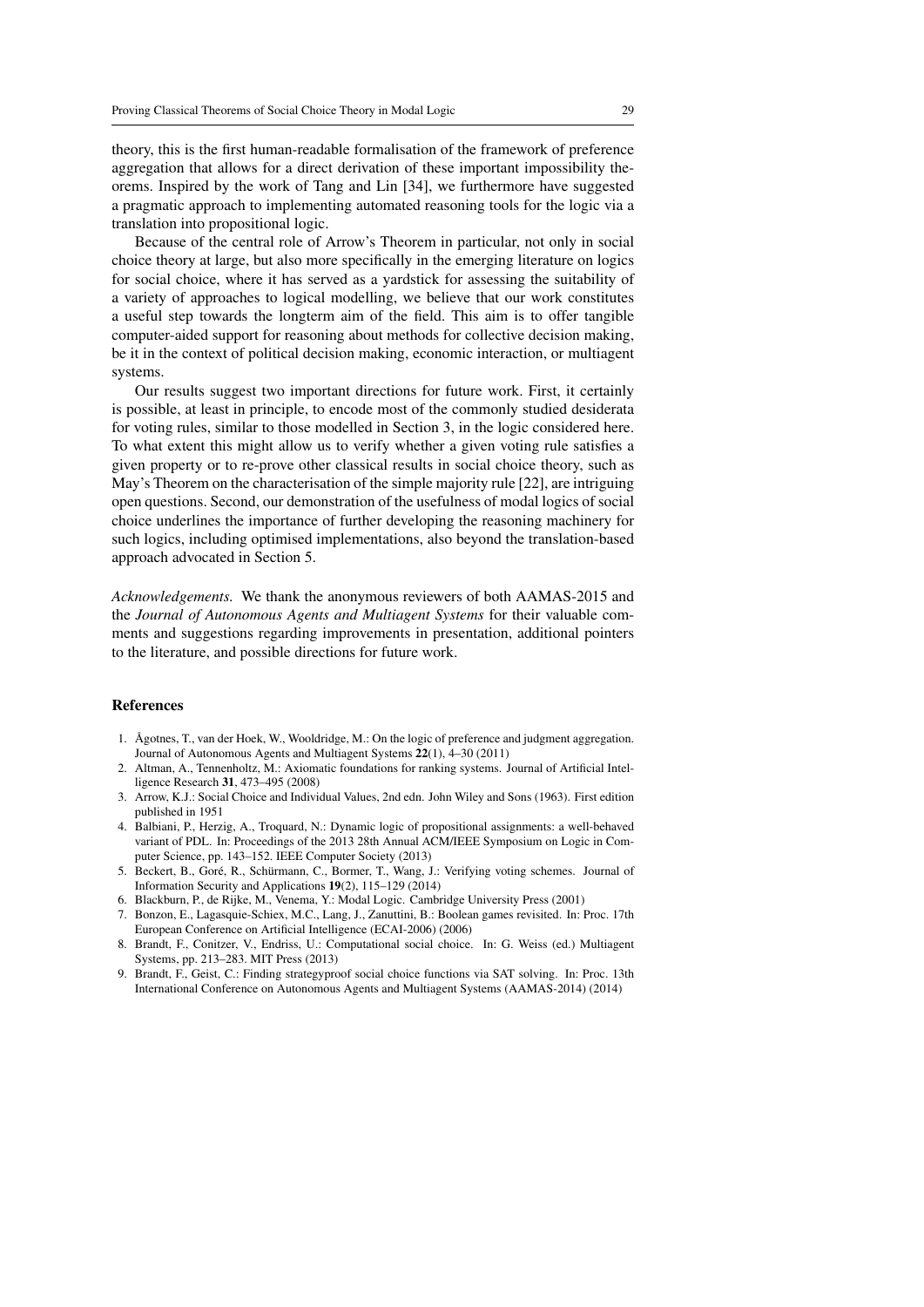theory, this is the first human-readable formalisation of the framework of preference aggregation that allows for a direct derivation of these important impossibility theorems. Inspired by the work of Tang and Lin [34], we furthermore have suggested a pragmatic approach to implementing automated reasoning tools for the logic via a translation into propositional logic.

Because of the central role of Arrow's Theorem in particular, not only in social choice theory at large, but also more specifically in the emerging literature on logics for social choice, where it has served as a yardstick for assessing the suitability of a variety of approaches to logical modelling, we believe that our work constitutes a useful step towards the longterm aim of the field. This aim is to offer tangible computer-aided support for reasoning about methods for collective decision making, be it in the context of political decision making, economic interaction, or multiagent systems.

Our results suggest two important directions for future work. First, it certainly is possible, at least in principle, to encode most of the commonly studied desiderata for voting rules, similar to those modelled in Section 3, in the logic considered here. To what extent this might allow us to verify whether a given voting rule satisfies a given property or to re-prove other classical results in social choice theory, such as May's Theorem on the characterisation of the simple majority rule [22], are intriguing open questions. Second, our demonstration of the usefulness of modal logics of social choice underlines the importance of further developing the reasoning machinery for such logics, including optimised implementations, also beyond the translation-based approach advocated in Section 5.

*Acknowledgements.* We thank the anonymous reviewers of both AAMAS-2015 and the *Journal of Autonomous Agents and Multiagent Systems* for their valuable comments and suggestions regarding improvements in presentation, additional pointers to the literature, and possible directions for future work.

## References

1. Ågotnes, T., van der Hoek, W., Wooldridge, M.: On the logic of preference and judgment aggregation. Journal of Autonomous Agents and Multiagent Systems **22**(1), 4–30 (2011)
2. Altman, A., Tennenholtz, M.: Axiomatic foundations for ranking systems. Journal of Artificial Intelligence Research **31**, 473–495 (2008)
3. Arrow, K.J.: Social Choice and Individual Values, 2nd edn. John Wiley and Sons (1963). First edition published in 1951
4. Balbiani, P., Herzig, A., Troquard, N.: Dynamic logic of propositional assignments: a well-behaved variant of PDL. In: Proceedings of the 2013 28th Annual ACM/IEEE Symposium on Logic in Computer Science, pp. 143–152. IEEE Computer Society (2013)
5. Beckert, B., Goré, R., Schürmann, C., Bormer, T., Wang, J.: Verifying voting schemes. Journal of Information Security and Applications **19**(2), 115–129 (2014)
6. Blackburn, P., de Rijke, M., Venema, Y.: Modal Logic. Cambridge University Press (2001)
7. Bonzon, E., Lagasquie-Schiex, M.C., Lang, J., Zanuttini, B.: Boolean games revisited. In: Proc. 17th European Conference on Artificial Intelligence (ECAI-2006) (2006)
8. Brandt, F., Conitzer, V., Endriss, U.: Computational social choice. In: G. Weiss (ed.) Multiagent Systems, pp. 213–283. MIT Press (2013)
9. Brandt, F., Geist, C.: Finding strategyproof social choice functions via SAT solving. In: Proc. 13th International Conference on Autonomous Agents and Multiagent Systems (AAMAS-2014) (2014)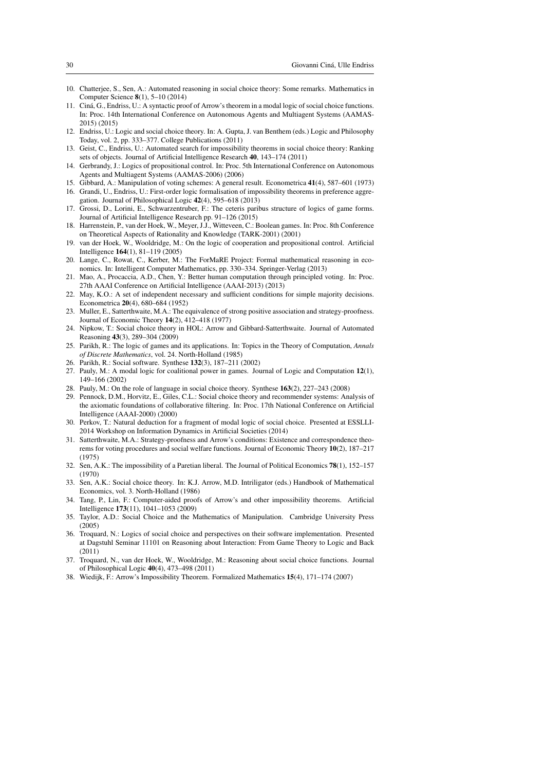10. Chatterjee, S., Sen, A.: Automated reasoning in social choice theory: Some remarks. Mathematics in Computer Science **8**(1), 5–10 (2014)
11. Ciná, G., Endriss, U.: A syntactic proof of Arrow's theorem in a modal logic of social choice functions. In: Proc. 14th International Conference on Autonomous Agents and Multiagent Systems (AAMAS-2015) (2015)
12. Endriss, U.: Logic and social choice theory. In: A. Gupta, J. van Benthem (eds.) Logic and Philosophy Today, vol. 2, pp. 333–377. College Publications (2011)
13. Geist, C., Endriss, U.: Automated search for impossibility theorems in social choice theory: Ranking sets of objects. Journal of Artificial Intelligence Research **40**, 143–174 (2011)
14. Gerbrandy, J.: Logics of propositional control. In: Proc. 5th International Conference on Autonomous Agents and Multiagent Systems (AAMAS-2006) (2006)
15. Gibbard, A.: Manipulation of voting schemes: A general result. Econometrica **41**(4), 587–601 (1973)
16. Grandi, U., Endriss, U.: First-order logic formalisation of impossibility theorems in preference aggregation. Journal of Philosophical Logic **42**(4), 595–618 (2013)
17. Grossi, D., Lorini, E., Schwarzentruber, F.: The ceteris paribus structure of logics of game forms. Journal of Artificial Intelligence Research pp. 91–126 (2015)
18. Harrenstein, P., van der Hoek, W., Meyer, J.J., Witteveen, C.: Boolean games. In: Proc. 8th Conference on Theoretical Aspects of Rationality and Knowledge (TARK-2001) (2001)
19. van der Hoek, W., Wooldridge, M.: On the logic of cooperation and propositional control. Artificial Intelligence **164**(1), 81–119 (2005)
20. Lange, C., Rowat, C., Kerber, M.: The ForMaRE Project: Formal mathematical reasoning in economics. In: Intelligent Computer Mathematics, pp. 330–334. Springer-Verlag (2013)
21. Mao, A., Procaccia, A.D., Chen, Y.: Better human computation through principled voting. In: Proc. 27th AAAI Conference on Artificial Intelligence (AAAI-2013) (2013)
22. May, K.O.: A set of independent necessary and sufficient conditions for simple majority decisions. Econometrica **20**(4), 680–684 (1952)
23. Muller, E., Satterthwaite, M.A.: The equivalence of strong positive association and strategy-proofness. Journal of Economic Theory **14**(2), 412–418 (1977)
24. Nipkow, T.: Social choice theory in HOL: Arrow and Gibbard-Satterthwaite. Journal of Automated Reasoning **43**(3), 289–304 (2009)
25. Parikh, R.: The logic of games and its applications. In: Topics in the Theory of Computation, *Annals of Discrete Mathematics*, vol. 24. North-Holland (1985)
26. Parikh, R.: Social software. Synthese **132**(3), 187–211 (2002)
27. Pauly, M.: A modal logic for coalitional power in games. Journal of Logic and Computation **12**(1), 149–166 (2002)
28. Pauly, M.: On the role of language in social choice theory. Synthese **163**(2), 227–243 (2008)
29. Pennock, D.M., Horvitz, E., Giles, C.L.: Social choice theory and recommender systems: Analysis of the axiomatic foundations of collaborative filtering. In: Proc. 17th National Conference on Artificial Intelligence (AAAI-2000) (2000)
30. Perkov, T.: Natural deduction for a fragment of modal logic of social choice. Presented at ESSLLI-2014 Workshop on Information Dynamics in Artificial Societies (2014)
31. Satterthwaite, M.A.: Strategy-proofness and Arrow's conditions: Existence and correspondence theorems for voting procedures and social welfare functions. Journal of Economic Theory **10**(2), 187–217 (1975)
32. Sen, A.K.: The impossibility of a Paretian liberal. The Journal of Political Economics **78**(1), 152–157 (1970)
33. Sen, A.K.: Social choice theory. In: K.J. Arrow, M.D. Intriligator (eds.) Handbook of Mathematical Economics, vol. 3. North-Holland (1986)
34. Tang, P., Lin, F.: Computer-aided proofs of Arrow's and other impossibility theorems. Artificial Intelligence **173**(11), 1041–1053 (2009)
35. Taylor, A.D.: Social Choice and the Mathematics of Manipulation. Cambridge University Press (2005)
36. Troquard, N.: Logics of social choice and perspectives on their software implementation. Presented at Dagstuhl Seminar 11101 on Reasoning about Interaction: From Game Theory to Logic and Back (2011)
37. Troquard, N., van der Hoek, W., Wooldridge, M.: Reasoning about social choice functions. Journal of Philosophical Logic **40**(4), 473–498 (2011)
38. Wiedijk, F.: Arrow's Impossibility Theorem. Formalized Mathematics **15**(4), 171–174 (2007)